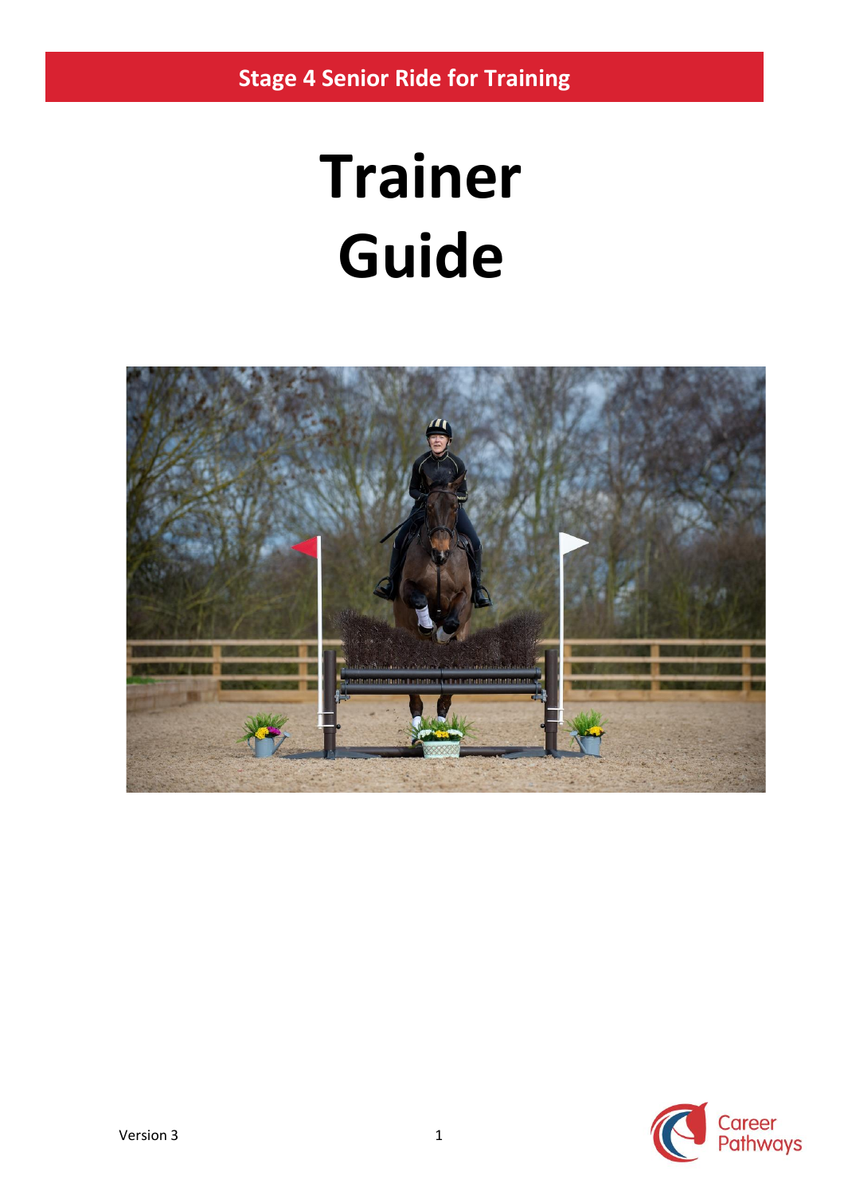**Stage 4 Senior Ride for Training**

# Trainer Guide

Version 3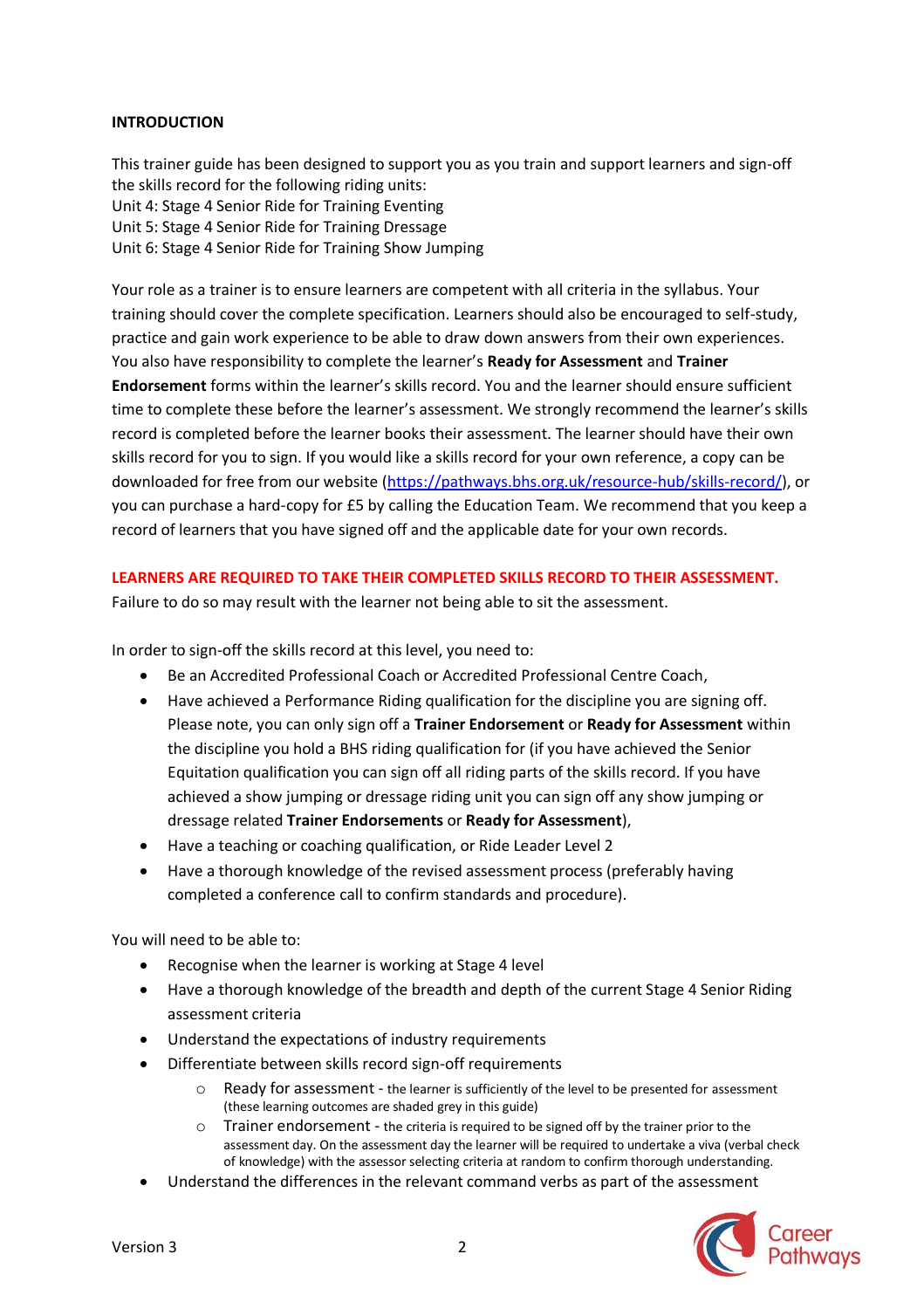**INTRODUCTION**

This trainer guide has been designed to support you as you train and support learners and sign-off the skills record for the following riding units:
Unit 4: Stage 4 Senior Ride for Training Eventing
Unit 5: Stage 4 Senior Ride for Training Dressage
Unit 6: Stage 4 Senior Ride for Training Show Jumping

Your role as a trainer is to ensure learners are competent with all criteria in the syllabus. Your training should cover the complete specification. Learners should also be encouraged to self-study, practice and gain work experience to be able to draw down answers from their own experiences. You also have responsibility to complete the learner's **Ready for Assessment** and **Trainer Endorsement** forms within the learner's skills record. You and the learner should ensure sufficient time to complete these before the learner's assessment. We strongly recommend the learner's skills record is completed before the learner books their assessment. The learner should have their own skills record for you to sign. If you would like a skills record for your own reference, a copy can be downloaded for free from our website (https://pathways.bhs.org.uk/resource-hub/skills-record/), or you can purchase a hard-copy for £5 by calling the Education Team. We recommend that you keep a record of learners that you have signed off and the applicable date for your own records.

**LEARNERS ARE REQUIRED TO TAKE THEIR COMPLETED SKILLS RECORD TO THEIR ASSESSMENT.**
Failure to do so may result with the learner not being able to sit the assessment.

In order to sign-off the skills record at this level, you need to:

- Be an Accredited Professional Coach or Accredited Professional Centre Coach,
- Have achieved a Performance Riding qualification for the discipline you are signing off. Please note, you can only sign off a **Trainer Endorsement** or **Ready for Assessment** within the discipline you hold a BHS riding qualification for (if you have achieved the Senior Equitation qualification you can sign off all riding parts of the skills record. If you have achieved a show jumping or dressage riding unit you can sign off any show jumping or dressage related **Trainer Endorsements** or **Ready for Assessment**),
- Have a teaching or coaching qualification, or Ride Leader Level 2
- Have a thorough knowledge of the revised assessment process (preferably having completed a conference call to confirm standards and procedure).

You will need to be able to:

- Recognise when the learner is working at Stage 4 level
- Have a thorough knowledge of the breadth and depth of the current Stage 4 Senior Riding assessment criteria
- Understand the expectations of industry requirements
- Differentiate between skills record sign-off requirements
  - Ready for assessment - the learner is sufficiently of the level to be presented for assessment (these learning outcomes are shaded grey in this guide)
  - Trainer endorsement - the criteria is required to be signed off by the trainer prior to the assessment day. On the assessment day the learner will be required to undertake a viva (verbal check of knowledge) with the assessor selecting criteria at random to confirm thorough understanding.
- Understand the differences in the relevant command verbs as part of the assessment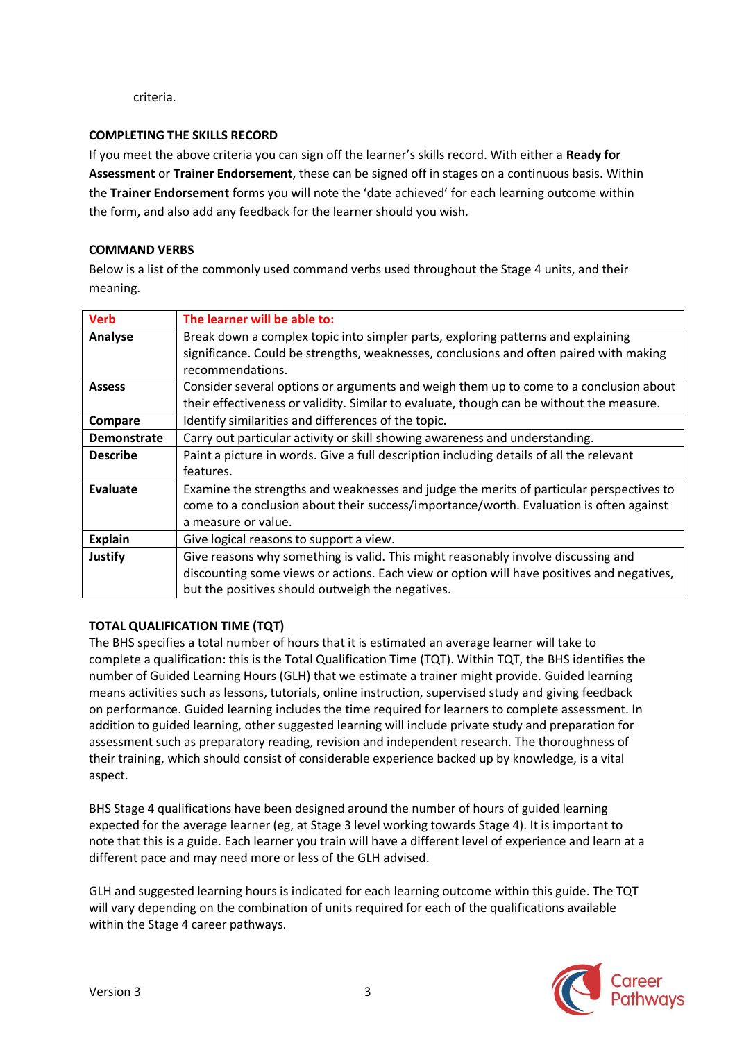criteria.

**COMPLETING THE SKILLS RECORD**

If you meet the above criteria you can sign off the learner's skills record. With either a **Ready for Assessment** or **Trainer Endorsement**, these can be signed off in stages on a continuous basis. Within the **Trainer Endorsement** forms you will note the 'date achieved' for each learning outcome within the form, and also add any feedback for the learner should you wish.

**COMMAND VERBS**

Below is a list of the commonly used command verbs used throughout the Stage 4 units, and their meaning.

| Verb | The learner will be able to: |
|---|---|
| **Analyse** | Break down a complex topic into simpler parts, exploring patterns and explaining significance. Could be strengths, weaknesses, conclusions and often paired with making recommendations. |
| **Assess** | Consider several options or arguments and weigh them up to come to a conclusion about their effectiveness or validity. Similar to evaluate, though can be without the measure. |
| **Compare** | Identify similarities and differences of the topic. |
| **Demonstrate** | Carry out particular activity or skill showing awareness and understanding. |
| **Describe** | Paint a picture in words. Give a full description including details of all the relevant features. |
| **Evaluate** | Examine the strengths and weaknesses and judge the merits of particular perspectives to come to a conclusion about their success/importance/worth. Evaluation is often against a measure or value. |
| **Explain** | Give logical reasons to support a view. |
| **Justify** | Give reasons why something is valid. This might reasonably involve discussing and discounting some views or actions. Each view or option will have positives and negatives, but the positives should outweigh the negatives. |

**TOTAL QUALIFICATION TIME (TQT)**

The BHS specifies a total number of hours that it is estimated an average learner will take to complete a qualification: this is the Total Qualification Time (TQT). Within TQT, the BHS identifies the number of Guided Learning Hours (GLH) that we estimate a trainer might provide. Guided learning means activities such as lessons, tutorials, online instruction, supervised study and giving feedback on performance. Guided learning includes the time required for learners to complete assessment. In addition to guided learning, other suggested learning will include private study and preparation for assessment such as preparatory reading, revision and independent research. The thoroughness of their training, which should consist of considerable experience backed up by knowledge, is a vital aspect.

BHS Stage 4 qualifications have been designed around the number of hours of guided learning expected for the average learner (eg, at Stage 3 level working towards Stage 4). It is important to note that this is a guide. Each learner you train will have a different level of experience and learn at a different pace and may need more or less of the GLH advised.

GLH and suggested learning hours is indicated for each learning outcome within this guide. The TQT will vary depending on the combination of units required for each of the qualifications available within the Stage 4 career pathways.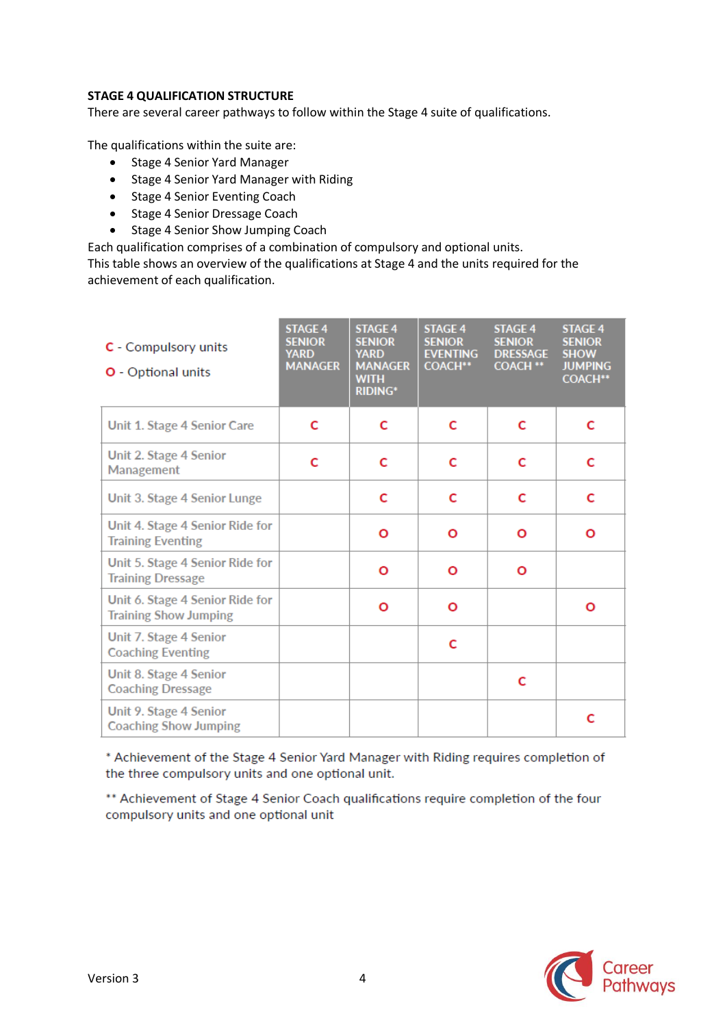**STAGE 4 QUALIFICATION STRUCTURE**

There are several career pathways to follow within the Stage 4 suite of qualifications.

The qualifications within the suite are:

- Stage 4 Senior Yard Manager
- Stage 4 Senior Yard Manager with Riding
- Stage 4 Senior Eventing Coach
- Stage 4 Senior Dressage Coach
- Stage 4 Senior Show Jumping Coach

Each qualification comprises of a combination of compulsory and optional units.
This table shows an overview of the qualifications at Stage 4 and the units required for the achievement of each qualification.

| C - Compulsory units<br>O - Optional units | STAGE 4 SENIOR YARD MANAGER | STAGE 4 SENIOR YARD MANAGER WITH RIDING* | STAGE 4 SENIOR EVENTING COACH** | STAGE 4 SENIOR DRESSAGE COACH ** | STAGE 4 SENIOR SHOW JUMPING COACH** |
|---|---|---|---|---|---|
| Unit 1. Stage 4 Senior Care | C | C | C | C | C |
| Unit 2. Stage 4 Senior Management | C | C | C | C | C |
| Unit 3. Stage 4 Senior Lunge | | C | C | C | C |
| Unit 4. Stage 4 Senior Ride for Training Eventing | | O | O | O | O |
| Unit 5. Stage 4 Senior Ride for Training Dressage | | O | O | O | |
| Unit 6. Stage 4 Senior Ride for Training Show Jumping | | O | O | | O |
| Unit 7. Stage 4 Senior Coaching Eventing | | | C | | |
| Unit 8. Stage 4 Senior Coaching Dressage | | | | C | |
| Unit 9. Stage 4 Senior Coaching Show Jumping | | | | | C |

* Achievement of the Stage 4 Senior Yard Manager with Riding requires completion of the three compulsory units and one optional unit.

** Achievement of Stage 4 Senior Coach qualifications require completion of the four compulsory units and one optional unit

Version 3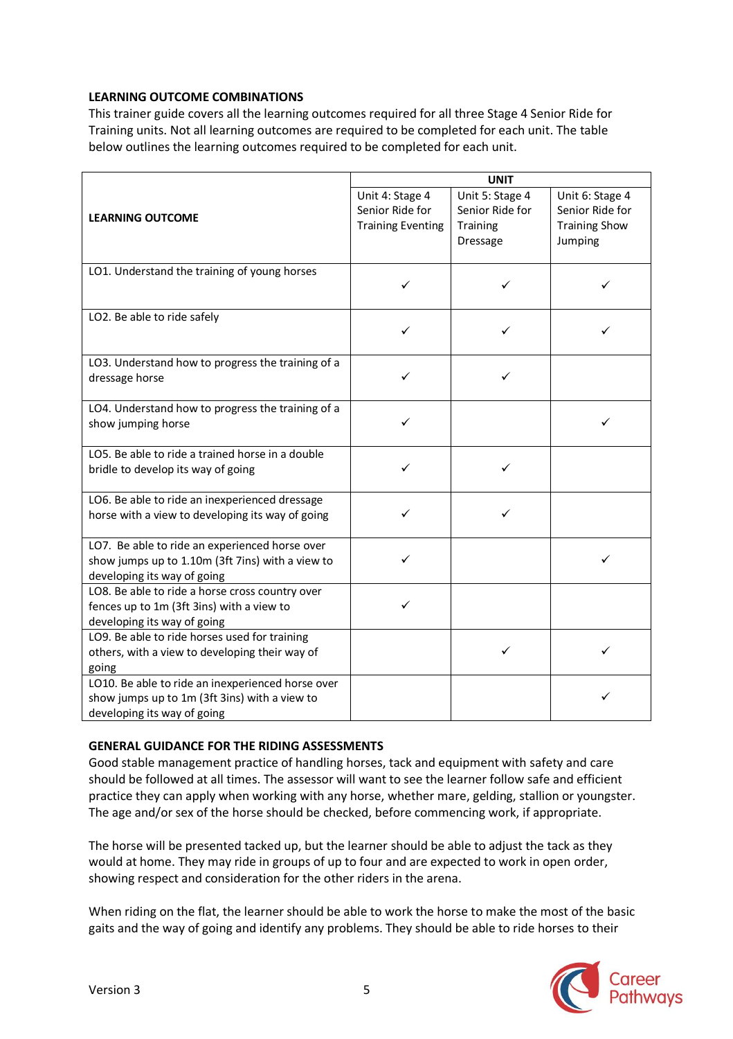## LEARNING OUTCOME COMBINATIONS

This trainer guide covers all the learning outcomes required for all three Stage 4 Senior Ride for Training units. Not all learning outcomes are required to be completed for each unit. The table below outlines the learning outcomes required to be completed for each unit.

| LEARNING OUTCOME | UNIT | | |
|---|---|---|---|
| | Unit 4: Stage 4 Senior Ride for Training Eventing | Unit 5: Stage 4 Senior Ride for Training Dressage | Unit 6: Stage 4 Senior Ride for Training Show Jumping |
| LO1. Understand the training of young horses | ✓ | ✓ | ✓ |
| LO2. Be able to ride safely | ✓ | ✓ | ✓ |
| LO3. Understand how to progress the training of a dressage horse | ✓ | ✓ | |
| LO4. Understand how to progress the training of a show jumping horse | ✓ | | ✓ |
| LO5. Be able to ride a trained horse in a double bridle to develop its way of going | ✓ | ✓ | |
| LO6. Be able to ride an inexperienced dressage horse with a view to developing its way of going | ✓ | ✓ | |
| LO7. Be able to ride an experienced horse over show jumps up to 1.10m (3ft 7ins) with a view to developing its way of going | ✓ | | ✓ |
| LO8. Be able to ride a horse cross country over fences up to 1m (3ft 3ins) with a view to developing its way of going | ✓ | | |
| LO9. Be able to ride horses used for training others, with a view to developing their way of going | | ✓ | ✓ |
| LO10. Be able to ride an inexperienced horse over show jumps up to 1m (3ft 3ins) with a view to developing its way of going | | | ✓ |

## GENERAL GUIDANCE FOR THE RIDING ASSESSMENTS

Good stable management practice of handling horses, tack and equipment with safety and care should be followed at all times. The assessor will want to see the learner follow safe and efficient practice they can apply when working with any horse, whether mare, gelding, stallion or youngster. The age and/or sex of the horse should be checked, before commencing work, if appropriate.

The horse will be presented tacked up, but the learner should be able to adjust the tack as they would at home. They may ride in groups of up to four and are expected to work in open order, showing respect and consideration for the other riders in the arena.

When riding on the flat, the learner should be able to work the horse to make the most of the basic gaits and the way of going and identify any problems. They should be able to ride horses to their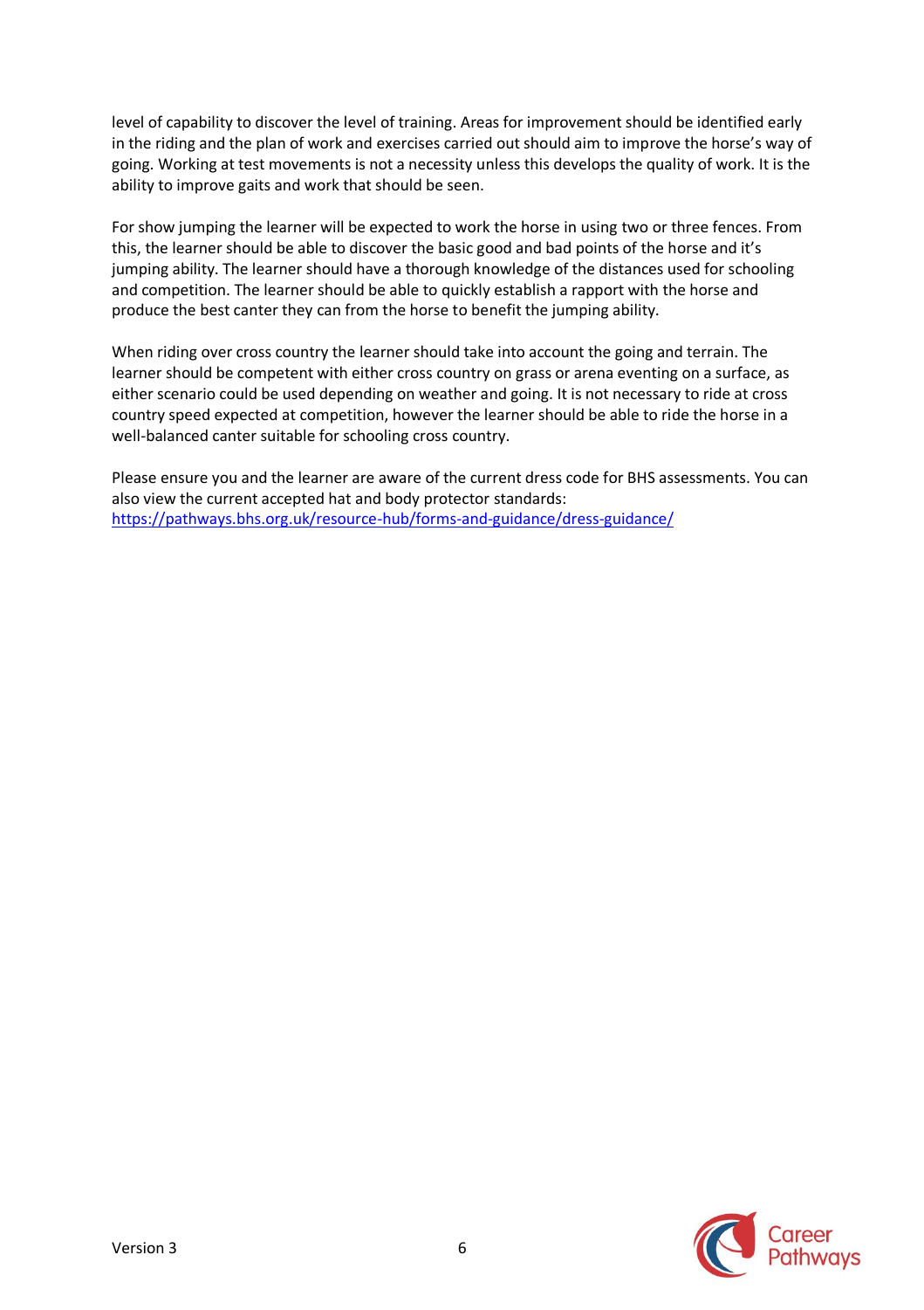level of capability to discover the level of training. Areas for improvement should be identified early in the riding and the plan of work and exercises carried out should aim to improve the horse's way of going. Working at test movements is not a necessity unless this develops the quality of work. It is the ability to improve gaits and work that should be seen.

For show jumping the learner will be expected to work the horse in using two or three fences. From this, the learner should be able to discover the basic good and bad points of the horse and it's jumping ability. The learner should have a thorough knowledge of the distances used for schooling and competition. The learner should be able to quickly establish a rapport with the horse and produce the best canter they can from the horse to benefit the jumping ability.

When riding over cross country the learner should take into account the going and terrain. The learner should be competent with either cross country on grass or arena eventing on a surface, as either scenario could be used depending on weather and going. It is not necessary to ride at cross country speed expected at competition, however the learner should be able to ride the horse in a well-balanced canter suitable for schooling cross country.

Please ensure you and the learner are aware of the current dress code for BHS assessments. You can also view the current accepted hat and body protector standards:
[https://pathways.bhs.org.uk/resource-hub/forms-and-guidance/dress-guidance/](https://pathways.bhs.org.uk/resource-hub/forms-and-guidance/dress-guidance/)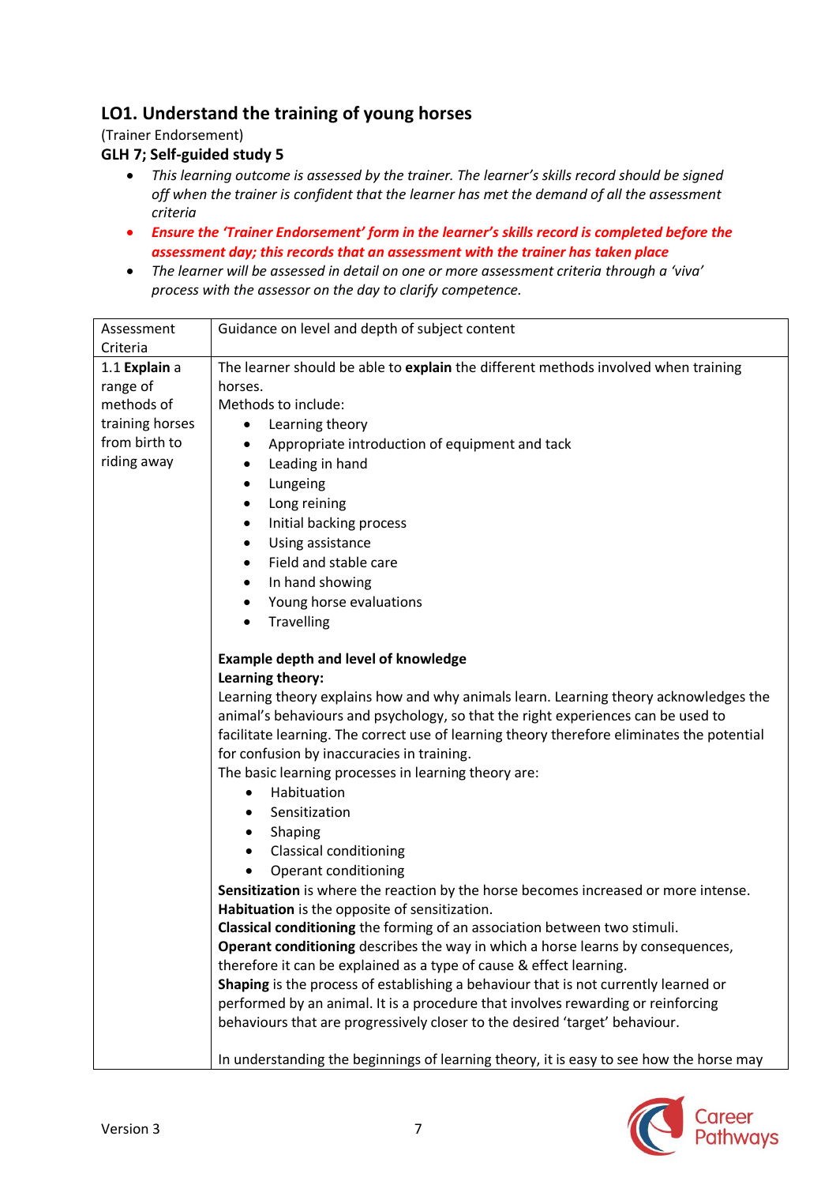## LO1. Understand the training of young horses

(Trainer Endorsement)

**GLH 7; Self-guided study 5**

- *This learning outcome is assessed by the trainer. The learner's skills record should be signed off when the trainer is confident that the learner has met the demand of all the assessment criteria*
- ***Ensure the 'Trainer Endorsement' form in the learner's skills record is completed before the assessment day; this records that an assessment with the trainer has taken place***
- *The learner will be assessed in detail on one or more assessment criteria through a 'viva' process with the assessor on the day to clarify competence.*

| Assessment Criteria | Guidance on level and depth of subject content |
|---|---|
| 1.1 **Explain** a range of methods of training horses from birth to riding away | The learner should be able to **explain** the different methods involved when training horses.<br>Methods to include:<br>• Learning theory<br>• Appropriate introduction of equipment and tack<br>• Leading in hand<br>• Lungeing<br>• Long reining<br>• Initial backing process<br>• Using assistance<br>• Field and stable care<br>• In hand showing<br>• Young horse evaluations<br>• Travelling<br><br>**Example depth and level of knowledge**<br>**Learning theory:**<br>Learning theory explains how and why animals learn. Learning theory acknowledges the animal's behaviours and psychology, so that the right experiences can be used to facilitate learning. The correct use of learning theory therefore eliminates the potential for confusion by inaccuracies in training.<br>The basic learning processes in learning theory are:<br>• Habituation<br>• Sensitization<br>• Shaping<br>• Classical conditioning<br>• Operant conditioning<br>**Sensitization** is where the reaction by the horse becomes increased or more intense.<br>**Habituation** is the opposite of sensitization.<br>**Classical conditioning** the forming of an association between two stimuli.<br>**Operant conditioning** describes the way in which a horse learns by consequences, therefore it can be explained as a type of cause & effect learning.<br>**Shaping** is the process of establishing a behaviour that is not currently learned or performed by an animal. It is a procedure that involves rewarding or reinforcing behaviours that are progressively closer to the desired 'target' behaviour.<br><br>In understanding the beginnings of learning theory, it is easy to see how the horse may |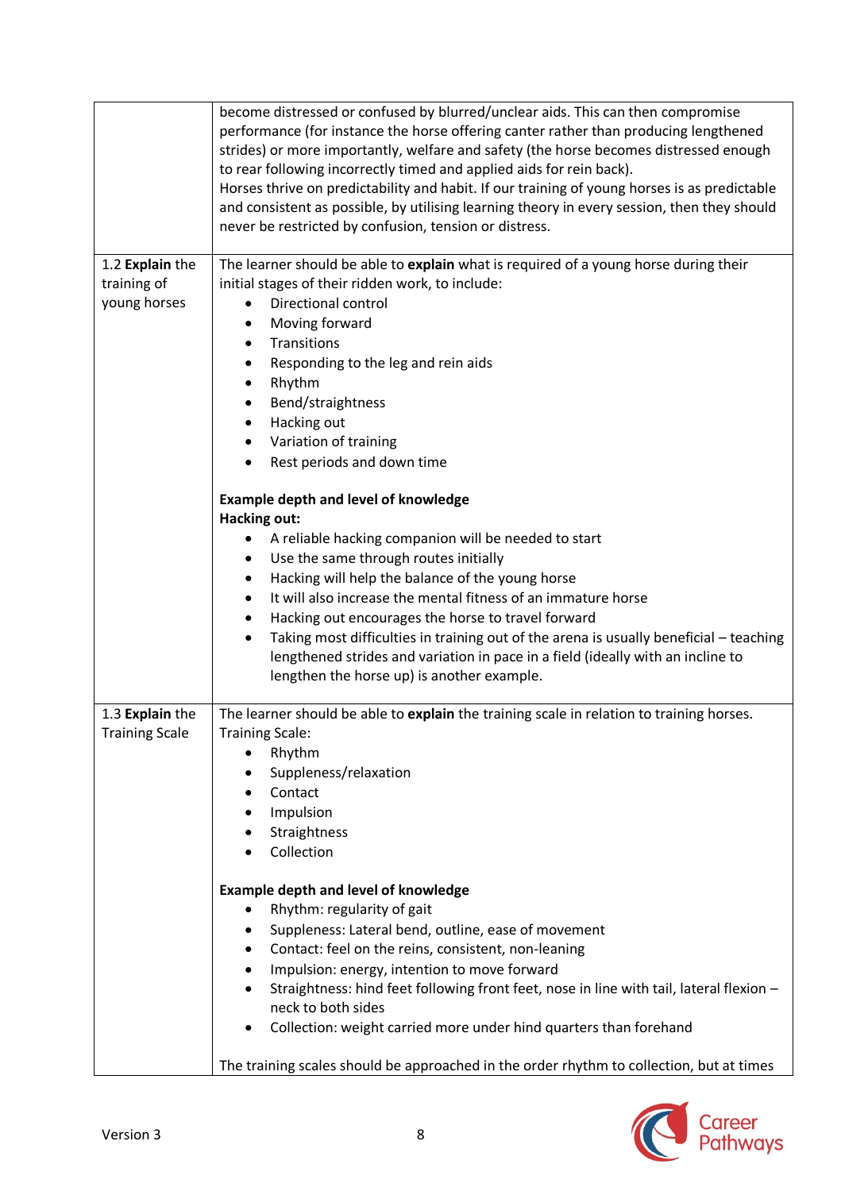| | |
|---|---|
| | become distressed or confused by blurred/unclear aids. This can then compromise performance (for instance the horse offering canter rather than producing lengthened strides) or more importantly, welfare and safety (the horse becomes distressed enough to rear following incorrectly timed and applied aids for rein back).<br>Horses thrive on predictability and habit. If our training of young horses is as predictable and consistent as possible, by utilising learning theory in every session, then they should never be restricted by confusion, tension or distress. |
| 1.2 **Explain** the training of young horses | The learner should be able to **explain** what is required of a young horse during their initial stages of their ridden work, to include:<br>• Directional control<br>• Moving forward<br>• Transitions<br>• Responding to the leg and rein aids<br>• Rhythm<br>• Bend/straightness<br>• Hacking out<br>• Variation of training<br>• Rest periods and down time<br><br>**Example depth and level of knowledge**<br>**Hacking out:**<br>• A reliable hacking companion will be needed to start<br>• Use the same through routes initially<br>• Hacking will help the balance of the young horse<br>• It will also increase the mental fitness of an immature horse<br>• Hacking out encourages the horse to travel forward<br>• Taking most difficulties in training out of the arena is usually beneficial – teaching lengthened strides and variation in pace in a field (ideally with an incline to lengthen the horse up) is another example. |
| 1.3 **Explain** the Training Scale | The learner should be able to **explain** the training scale in relation to training horses.<br>Training Scale:<br>• Rhythm<br>• Suppleness/relaxation<br>• Contact<br>• Impulsion<br>• Straightness<br>• Collection<br><br>**Example depth and level of knowledge**<br>• Rhythm: regularity of gait<br>• Suppleness: Lateral bend, outline, ease of movement<br>• Contact: feel on the reins, consistent, non-leaning<br>• Impulsion: energy, intention to move forward<br>• Straightness: hind feet following front feet, nose in line with tail, lateral flexion – neck to both sides<br>• Collection: weight carried more under hind quarters than forehand<br><br>The training scales should be approached in the order rhythm to collection, but at times |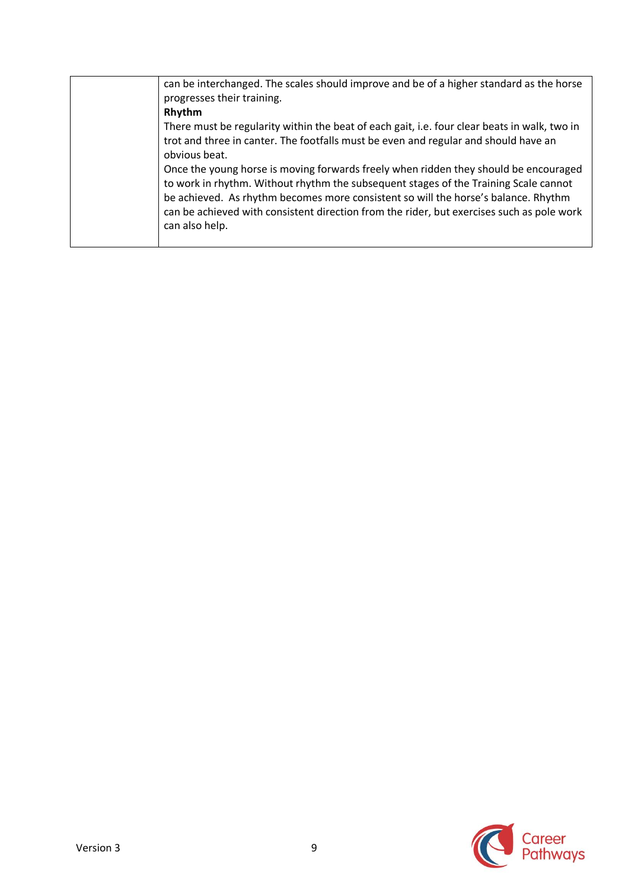|  | can be interchanged. The scales should improve and be of a higher standard as the horse progresses their training.<br>**Rhythm**<br>There must be regularity within the beat of each gait, i.e. four clear beats in walk, two in trot and three in canter. The footfalls must be even and regular and should have an obvious beat.<br>Once the young horse is moving forwards freely when ridden they should be encouraged to work in rhythm. Without rhythm the subsequent stages of the Training Scale cannot be achieved. As rhythm becomes more consistent so will the horse's balance. Rhythm can be achieved with consistent direction from the rider, but exercises such as pole work can also help. |
|---|---|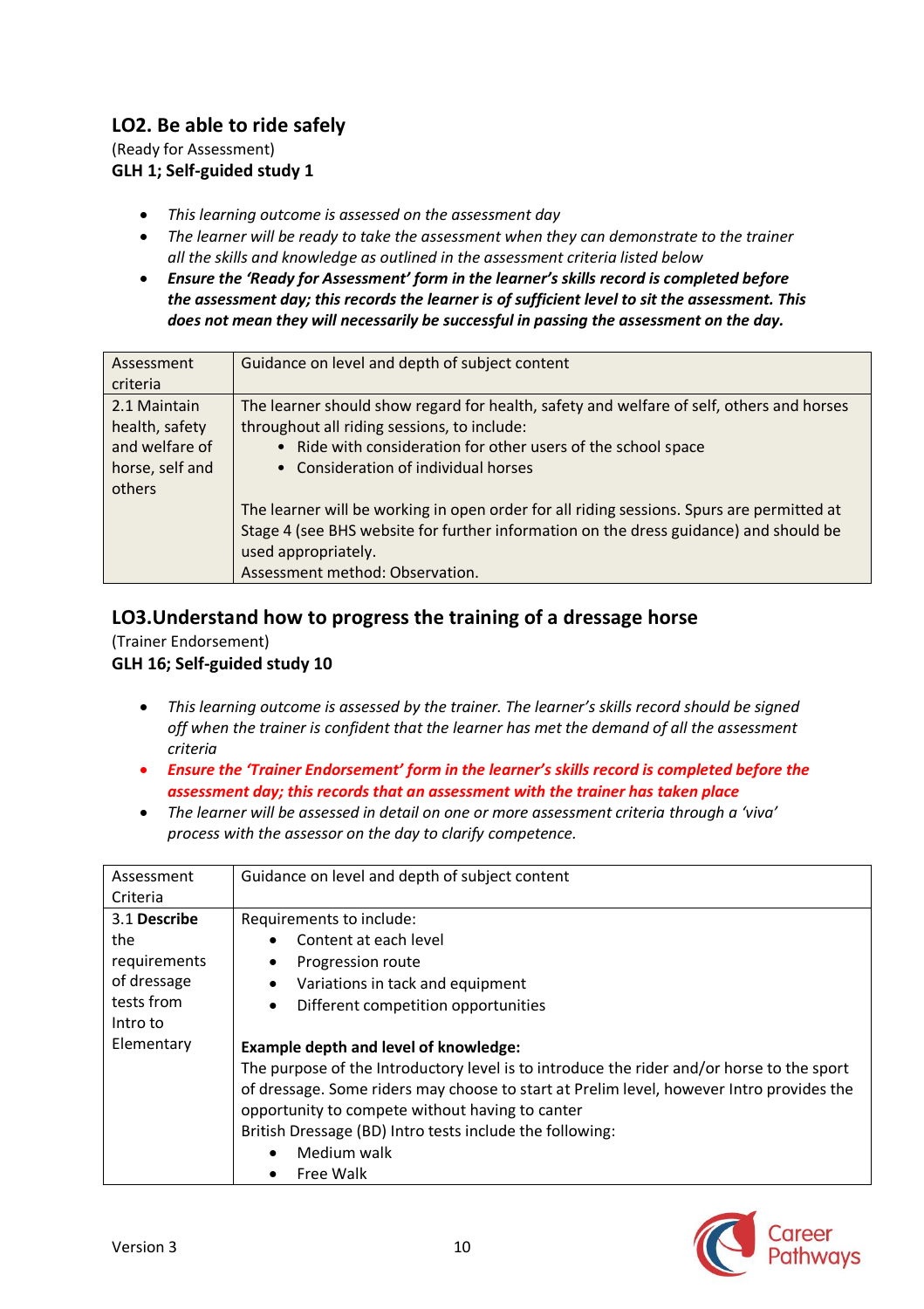## LO2. Be able to ride safely

(Ready for Assessment)
**GLH 1; Self-guided study 1**

- *This learning outcome is assessed on the assessment day*
- *The learner will be ready to take the assessment when they can demonstrate to the trainer all the skills and knowledge as outlined in the assessment criteria listed below*
- ***Ensure the 'Ready for Assessment' form in the learner's skills record is completed before the assessment day; this records the learner is of sufficient level to sit the assessment. This does not mean they will necessarily be successful in passing the assessment on the day.***

| Assessment criteria | Guidance on level and depth of subject content |
|---|---|
| 2.1 Maintain health, safety and welfare of horse, self and others | The learner should show regard for health, safety and welfare of self, others and horses throughout all riding sessions, to include:<br>• Ride with consideration for other users of the school space<br>• Consideration of individual horses<br><br>The learner will be working in open order for all riding sessions. Spurs are permitted at Stage 4 (see BHS website for further information on the dress guidance) and should be used appropriately.<br>Assessment method: Observation. |

## LO3.Understand how to progress the training of a dressage horse

(Trainer Endorsement)
**GLH 16; Self-guided study 10**

- *This learning outcome is assessed by the trainer. The learner's skills record should be signed off when the trainer is confident that the learner has met the demand of all the assessment criteria*
- ***Ensure the 'Trainer Endorsement' form in the learner's skills record is completed before the assessment day; this records that an assessment with the trainer has taken place***
- *The learner will be assessed in detail on one or more assessment criteria through a 'viva' process with the assessor on the day to clarify competence.*

| Assessment Criteria | Guidance on level and depth of subject content |
|---|---|
| 3.1 **Describe** the requirements of dressage tests from Intro to Elementary | Requirements to include:<br>• Content at each level<br>• Progression route<br>• Variations in tack and equipment<br>• Different competition opportunities<br><br>**Example depth and level of knowledge:**<br>The purpose of the Introductory level is to introduce the rider and/or horse to the sport of dressage. Some riders may choose to start at Prelim level, however Intro provides the opportunity to compete without having to canter<br>British Dressage (BD) Intro tests include the following:<br>• Medium walk<br>• Free Walk |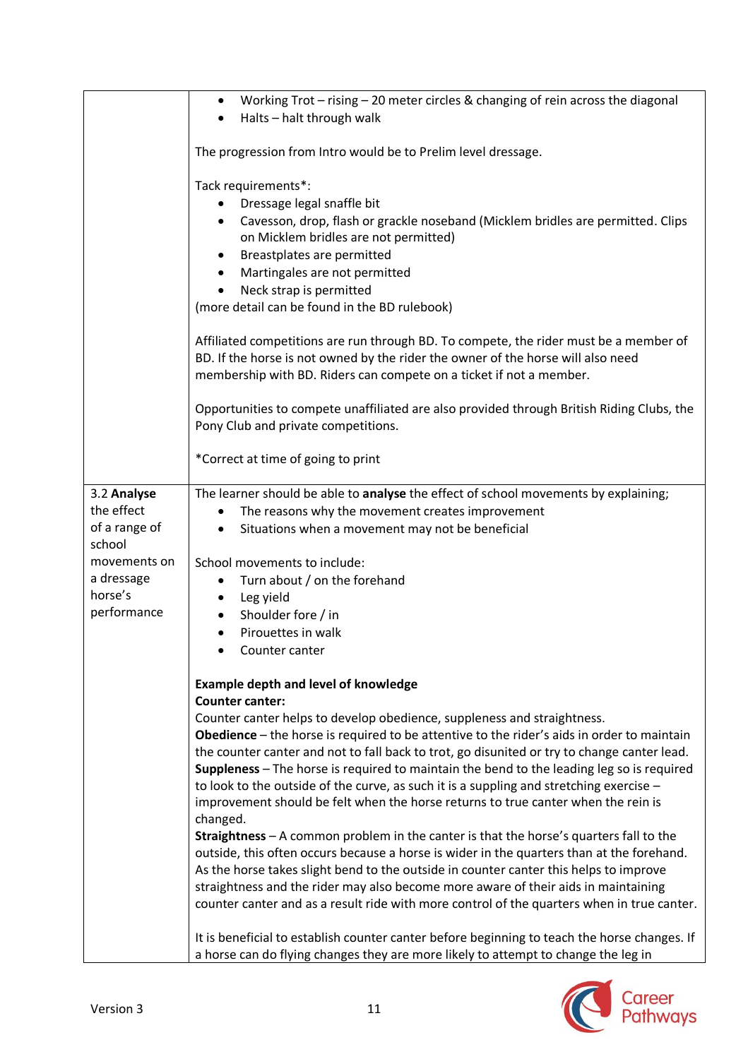| | |
|---|---|
| | • Working Trot – rising – 20 meter circles & changing of rein across the diagonal<br>• Halts – halt through walk<br><br>The progression from Intro would be to Prelim level dressage.<br><br>Tack requirements*:<br>• Dressage legal snaffle bit<br>• Cavesson, drop, flash or grackle noseband (Micklem bridles are permitted. Clips on Micklem bridles are not permitted)<br>• Breastplates are permitted<br>• Martingales are not permitted<br>• Neck strap is permitted<br>(more detail can be found in the BD rulebook)<br><br>Affiliated competitions are run through BD. To compete, the rider must be a member of BD. If the horse is not owned by the rider the owner of the horse will also need membership with BD. Riders can compete on a ticket if not a member.<br><br>Opportunities to compete unaffiliated are also provided through British Riding Clubs, the Pony Club and private competitions.<br><br>*Correct at time of going to print |
| 3.2 **Analyse** the effect of a range of school movements on a dressage horse's performance | The learner should be able to **analyse** the effect of school movements by explaining;<br>• The reasons why the movement creates improvement<br>• Situations when a movement may not be beneficial<br><br>School movements to include:<br>• Turn about / on the forehand<br>• Leg yield<br>• Shoulder fore / in<br>• Pirouettes in walk<br>• Counter canter<br><br>**Example depth and level of knowledge**<br>**Counter canter:**<br>Counter canter helps to develop obedience, suppleness and straightness.<br>**Obedience** – the horse is required to be attentive to the rider's aids in order to maintain the counter canter and not to fall back to trot, go disunited or try to change canter lead.<br>**Suppleness** – The horse is required to maintain the bend to the leading leg so is required to look to the outside of the curve, as such it is a suppling and stretching exercise – improvement should be felt when the horse returns to true canter when the rein is changed.<br>**Straightness** – A common problem in the canter is that the horse's quarters fall to the outside, this often occurs because a horse is wider in the quarters than at the forehand. As the horse takes slight bend to the outside in counter canter this helps to improve straightness and the rider may also become more aware of their aids in maintaining counter canter and as a result ride with more control of the quarters when in true canter.<br><br>It is beneficial to establish counter canter before beginning to teach the horse changes. If a horse can do flying changes they are more likely to attempt to change the leg in |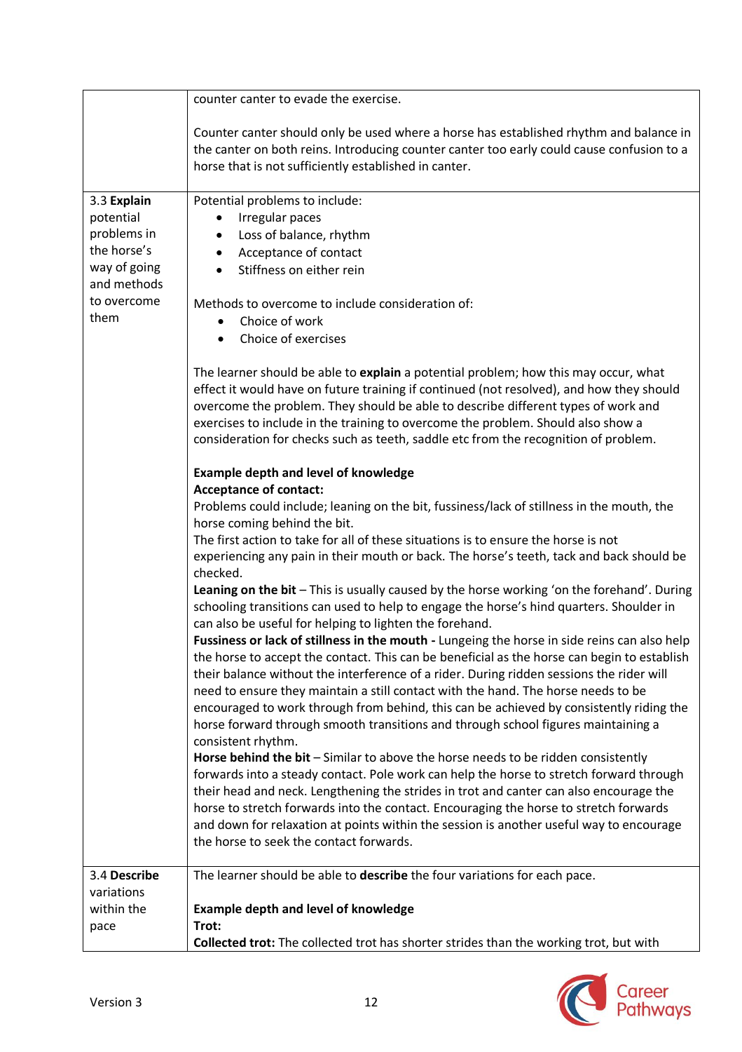| | |
|---|---|
| | counter canter to evade the exercise.<br><br>Counter canter should only be used where a horse has established rhythm and balance in the canter on both reins. Introducing counter canter too early could cause confusion to a horse that is not sufficiently established in canter. |
| 3.3 **Explain** potential problems in the horse's way of going and methods to overcome them | Potential problems to include:<br>• Irregular paces<br>• Loss of balance, rhythm<br>• Acceptance of contact<br>• Stiffness on either rein<br><br>Methods to overcome to include consideration of:<br>• Choice of work<br>• Choice of exercises<br><br>The learner should be able to **explain** a potential problem; how this may occur, what effect it would have on future training if continued (not resolved), and how they should overcome the problem. They should be able to describe different types of work and exercises to include in the training to overcome the problem. Should also show a consideration for checks such as teeth, saddle etc from the recognition of problem.<br><br>**Example depth and level of knowledge**<br>**Acceptance of contact:**<br>Problems could include; leaning on the bit, fussiness/lack of stillness in the mouth, the horse coming behind the bit.<br>The first action to take for all of these situations is to ensure the horse is not experiencing any pain in their mouth or back. The horse's teeth, tack and back should be checked.<br>**Leaning on the bit** – This is usually caused by the horse working 'on the forehand'. During schooling transitions can used to help to engage the horse's hind quarters. Shoulder in can also be useful for helping to lighten the forehand.<br>**Fussiness or lack of stillness in the mouth -** Lungeing the horse in side reins can also help the horse to accept the contact. This can be beneficial as the horse can begin to establish their balance without the interference of a rider. During ridden sessions the rider will need to ensure they maintain a still contact with the hand. The horse needs to be encouraged to work through from behind, this can be achieved by consistently riding the horse forward through smooth transitions and through school figures maintaining a consistent rhythm.<br>**Horse behind the bit** – Similar to above the horse needs to be ridden consistently forwards into a steady contact. Pole work can help the horse to stretch forward through their head and neck. Lengthening the strides in trot and canter can also encourage the horse to stretch forwards into the contact. Encouraging the horse to stretch forwards and down for relaxation at points within the session is another useful way to encourage the horse to seek the contact forwards. |
| 3.4 **Describe** variations within the pace | The learner should be able to **describe** the four variations for each pace.<br><br>**Example depth and level of knowledge**<br>**Trot:**<br>**Collected trot:** The collected trot has shorter strides than the working trot, but with |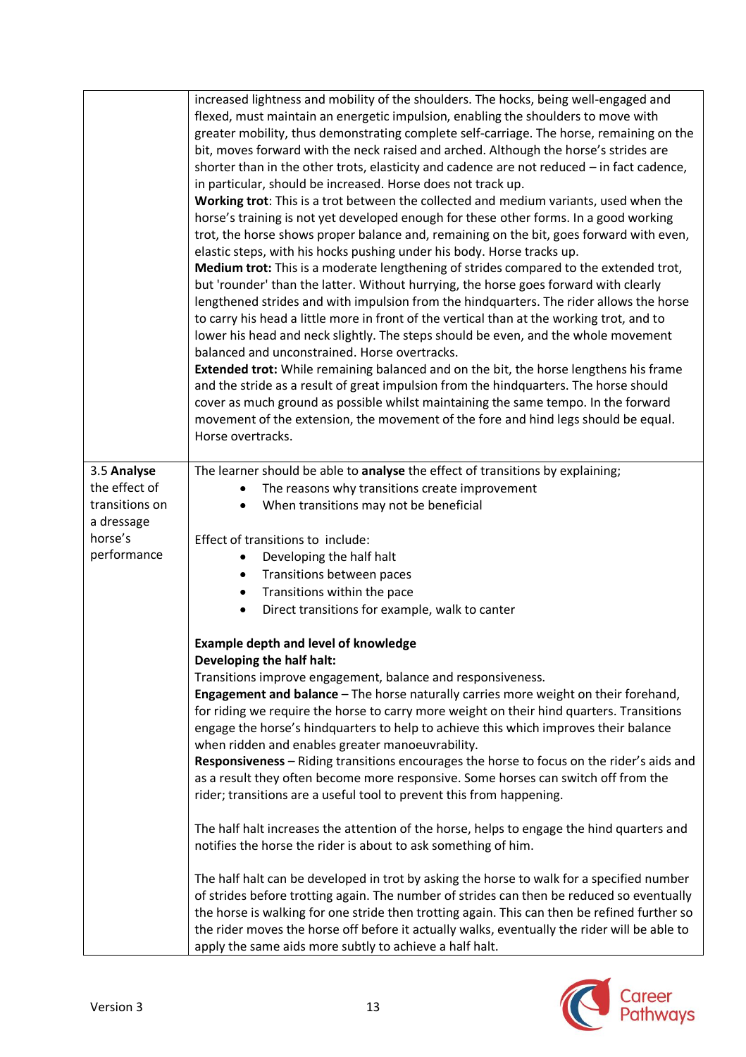| | |
|---|---|
| | increased lightness and mobility of the shoulders. The hocks, being well-engaged and flexed, must maintain an energetic impulsion, enabling the shoulders to move with greater mobility, thus demonstrating complete self-carriage. The horse, remaining on the bit, moves forward with the neck raised and arched. Although the horse's strides are shorter than in the other trots, elasticity and cadence are not reduced – in fact cadence, in particular, should be increased. Horse does not track up.<br>**Working trot**: This is a trot between the collected and medium variants, used when the horse's training is not yet developed enough for these other forms. In a good working trot, the horse shows proper balance and, remaining on the bit, goes forward with even, elastic steps, with his hocks pushing under his body. Horse tracks up.<br>**Medium trot:** This is a moderate lengthening of strides compared to the extended trot, but 'rounder' than the latter. Without hurrying, the horse goes forward with clearly lengthened strides and with impulsion from the hindquarters. The rider allows the horse to carry his head a little more in front of the vertical than at the working trot, and to lower his head and neck slightly. The steps should be even, and the whole movement balanced and unconstrained. Horse overtracks.<br>**Extended trot:** While remaining balanced and on the bit, the horse lengthens his frame and the stride as a result of great impulsion from the hindquarters. The horse should cover as much ground as possible whilst maintaining the same tempo. In the forward movement of the extension, the movement of the fore and hind legs should be equal. Horse overtracks. |
| 3.5 **Analyse** the effect of transitions on a dressage horse's performance | The learner should be able to **analyse** the effect of transitions by explaining;<br>• The reasons why transitions create improvement<br>• When transitions may not be beneficial<br><br>Effect of transitions to include:<br>• Developing the half halt<br>• Transitions between paces<br>• Transitions within the pace<br>• Direct transitions for example, walk to canter<br><br>**Example depth and level of knowledge**<br>**Developing the half halt:**<br>Transitions improve engagement, balance and responsiveness.<br>**Engagement and balance** – The horse naturally carries more weight on their forehand, for riding we require the horse to carry more weight on their hind quarters. Transitions engage the horse's hindquarters to help to achieve this which improves their balance when ridden and enables greater manoeuvrability.<br>**Responsiveness** – Riding transitions encourages the horse to focus on the rider's aids and as a result they often become more responsive. Some horses can switch off from the rider; transitions are a useful tool to prevent this from happening.<br><br>The half halt increases the attention of the horse, helps to engage the hind quarters and notifies the horse the rider is about to ask something of him.<br><br>The half halt can be developed in trot by asking the horse to walk for a specified number of strides before trotting again. The number of strides can then be reduced so eventually the horse is walking for one stride then trotting again. This can then be refined further so the rider moves the horse off before it actually walks, eventually the rider will be able to apply the same aids more subtly to achieve a half halt. |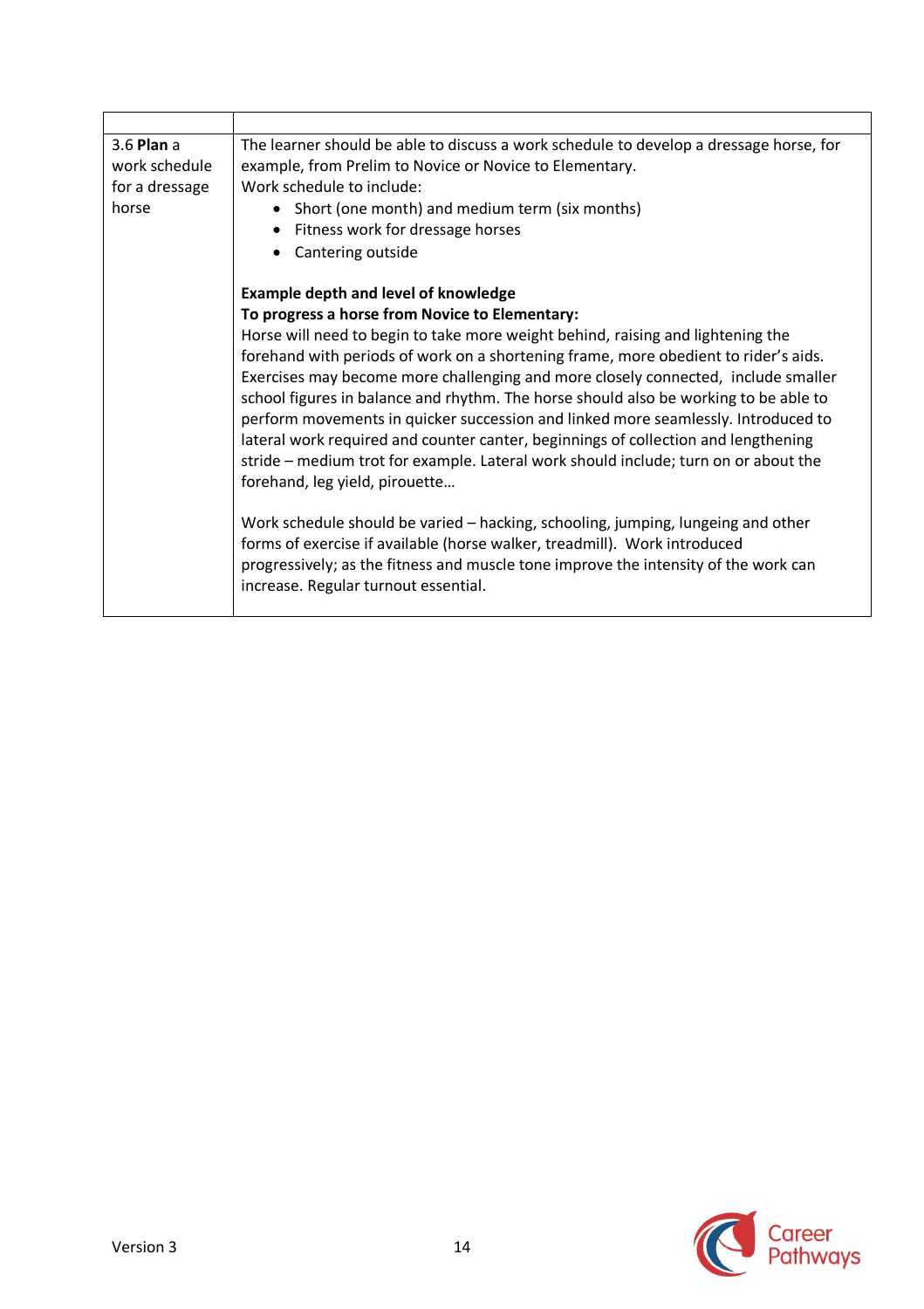| | |
|---|---|
| 3.6 **Plan** a work schedule for a dressage horse | The learner should be able to discuss a work schedule to develop a dressage horse, for example, from Prelim to Novice or Novice to Elementary.<br>Work schedule to include:<br>• Short (one month) and medium term (six months)<br>• Fitness work for dressage horses<br>• Cantering outside<br><br>**Example depth and level of knowledge**<br>**To progress a horse from Novice to Elementary:**<br>Horse will need to begin to take more weight behind, raising and lightening the forehand with periods of work on a shortening frame, more obedient to rider's aids. Exercises may become more challenging and more closely connected, include smaller school figures in balance and rhythm. The horse should also be working to be able to perform movements in quicker succession and linked more seamlessly. Introduced to lateral work required and counter canter, beginnings of collection and lengthening stride – medium trot for example. Lateral work should include; turn on or about the forehand, leg yield, pirouette…<br><br>Work schedule should be varied – hacking, schooling, jumping, lungeing and other forms of exercise if available (horse walker, treadmill). Work introduced progressively; as the fitness and muscle tone improve the intensity of the work can increase. Regular turnout essential. |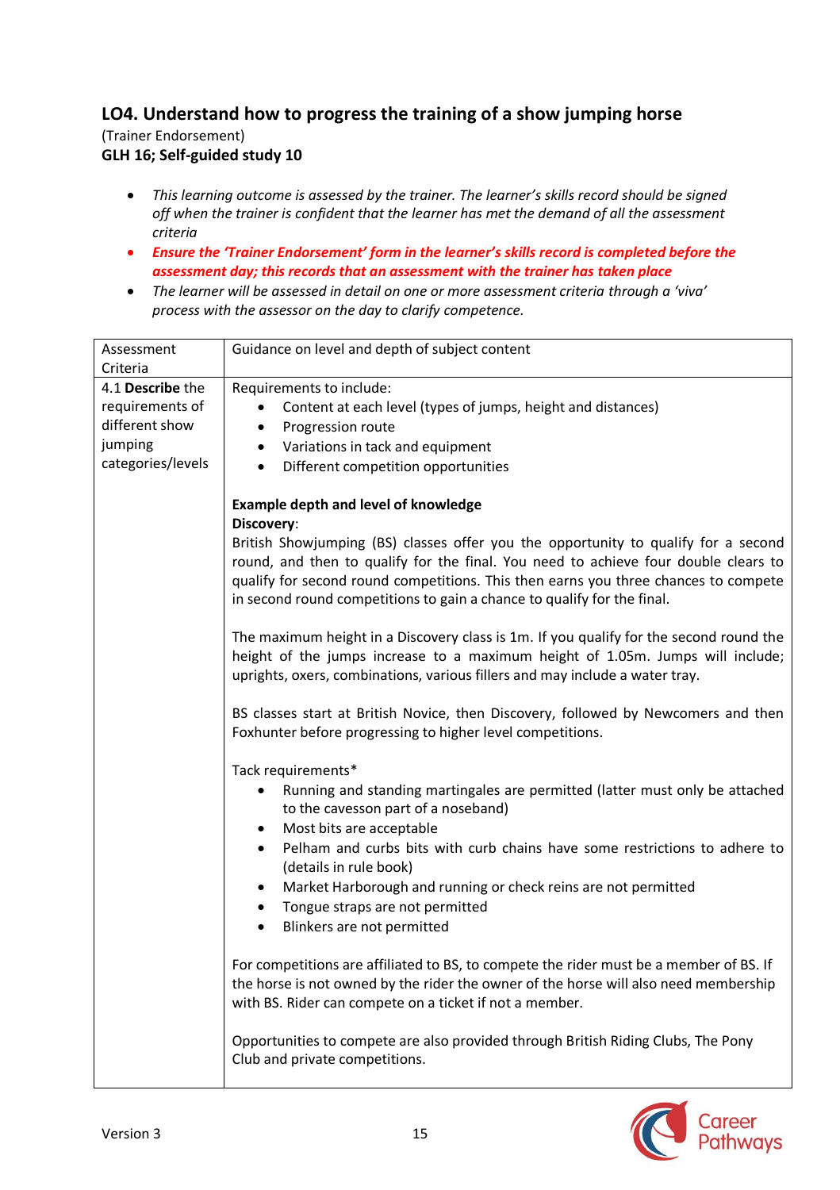## LO4. Understand how to progress the training of a show jumping horse

(Trainer Endorsement)
**GLH 16; Self-guided study 10**

- *This learning outcome is assessed by the trainer. The learner's skills record should be signed off when the trainer is confident that the learner has met the demand of all the assessment criteria*
- ***Ensure the 'Trainer Endorsement' form in the learner's skills record is completed before the assessment day; this records that an assessment with the trainer has taken place***
- *The learner will be assessed in detail on one or more assessment criteria through a 'viva' process with the assessor on the day to clarify competence.*

| Assessment Criteria | Guidance on level and depth of subject content |
|---|---|
| 4.1 **Describe** the requirements of different show jumping categories/levels | Requirements to include:<br>• Content at each level (types of jumps, height and distances)<br>• Progression route<br>• Variations in tack and equipment<br>• Different competition opportunities<br><br>**Example depth and level of knowledge**<br>**Discovery**:<br>British Showjumping (BS) classes offer you the opportunity to qualify for a second round, and then to qualify for the final. You need to achieve four double clears to qualify for second round competitions. This then earns you three chances to compete in second round competitions to gain a chance to qualify for the final.<br><br>The maximum height in a Discovery class is 1m. If you qualify for the second round the height of the jumps increase to a maximum height of 1.05m. Jumps will include; uprights, oxers, combinations, various fillers and may include a water tray.<br><br>BS classes start at British Novice, then Discovery, followed by Newcomers and then Foxhunter before progressing to higher level competitions.<br><br>Tack requirements*<br>• Running and standing martingales are permitted (latter must only be attached to the cavesson part of a noseband)<br>• Most bits are acceptable<br>• Pelham and curbs bits with curb chains have some restrictions to adhere to (details in rule book)<br>• Market Harborough and running or check reins are not permitted<br>• Tongue straps are not permitted<br>• Blinkers are not permitted<br><br>For competitions are affiliated to BS, to compete the rider must be a member of BS. If the horse is not owned by the rider the owner of the horse will also need membership with BS. Rider can compete on a ticket if not a member.<br><br>Opportunities to compete are also provided through British Riding Clubs, The Pony Club and private competitions. |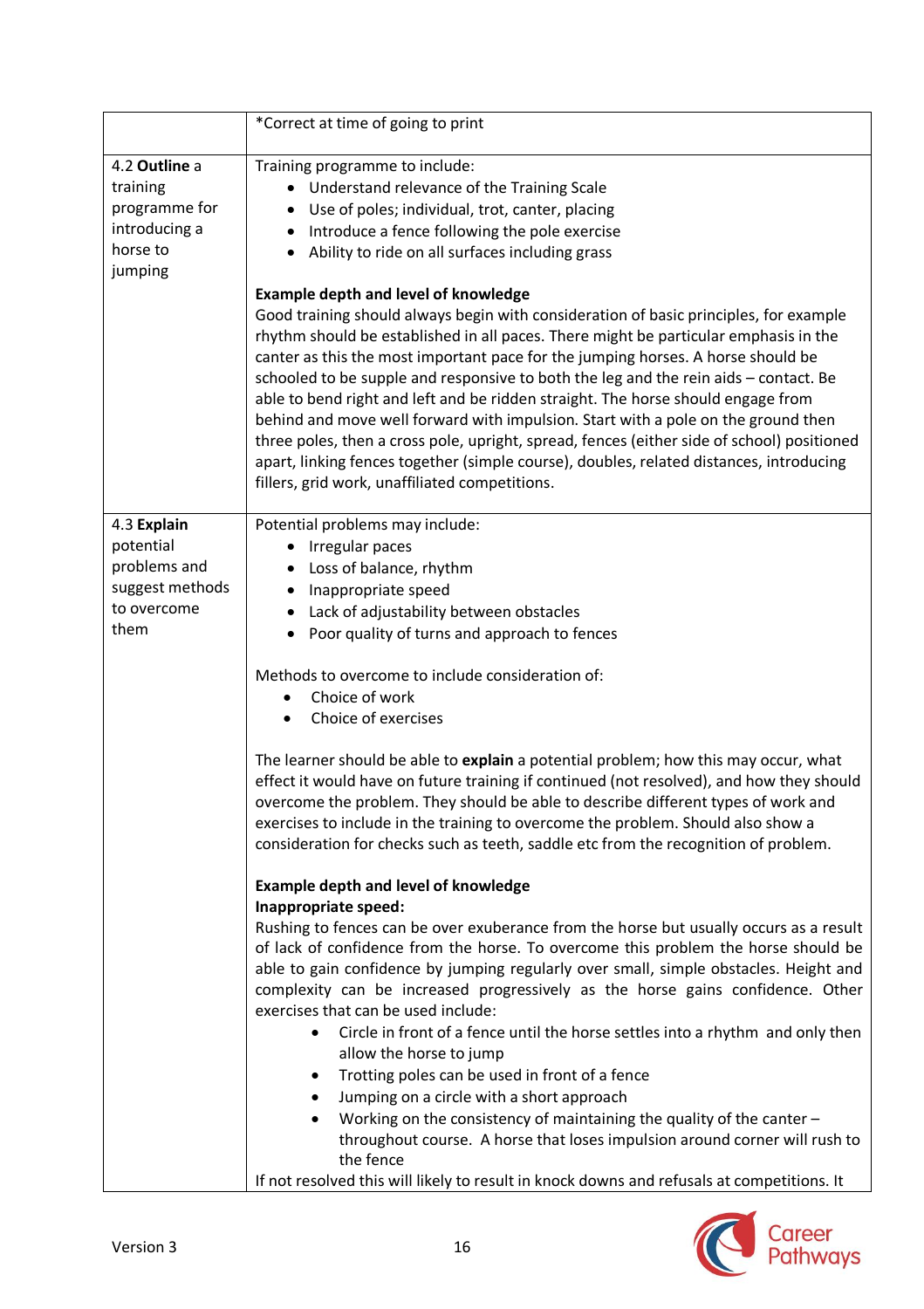| | |
|---|---|
| | *Correct at time of going to print |
| 4.2 **Outline** a training programme for introducing a horse to jumping | Training programme to include:<br>• Understand relevance of the Training Scale<br>• Use of poles; individual, trot, canter, placing<br>• Introduce a fence following the pole exercise<br>• Ability to ride on all surfaces including grass<br><br>**Example depth and level of knowledge**<br>Good training should always begin with consideration of basic principles, for example rhythm should be established in all paces. There might be particular emphasis in the canter as this the most important pace for the jumping horses. A horse should be schooled to be supple and responsive to both the leg and the rein aids – contact. Be able to bend right and left and be ridden straight. The horse should engage from behind and move well forward with impulsion. Start with a pole on the ground then three poles, then a cross pole, upright, spread, fences (either side of school) positioned apart, linking fences together (simple course), doubles, related distances, introducing fillers, grid work, unaffiliated competitions. |
| 4.3 **Explain** potential problems and suggest methods to overcome them | Potential problems may include:<br>• Irregular paces<br>• Loss of balance, rhythm<br>• Inappropriate speed<br>• Lack of adjustability between obstacles<br>• Poor quality of turns and approach to fences<br><br>Methods to overcome to include consideration of:<br>• Choice of work<br>• Choice of exercises<br><br>The learner should be able to **explain** a potential problem; how this may occur, what effect it would have on future training if continued (not resolved), and how they should overcome the problem. They should be able to describe different types of work and exercises to include in the training to overcome the problem. Should also show a consideration for checks such as teeth, saddle etc from the recognition of problem.<br><br>**Example depth and level of knowledge**<br>**Inappropriate speed:**<br>Rushing to fences can be over exuberance from the horse but usually occurs as a result of lack of confidence from the horse. To overcome this problem the horse should be able to gain confidence by jumping regularly over small, simple obstacles. Height and complexity can be increased progressively as the horse gains confidence. Other exercises that can be used include:<br>• Circle in front of a fence until the horse settles into a rhythm and only then allow the horse to jump<br>• Trotting poles can be used in front of a fence<br>• Jumping on a circle with a short approach<br>• Working on the consistency of maintaining the quality of the canter – throughout course. A horse that loses impulsion around corner will rush to the fence<br><br>If not resolved this will likely to result in knock downs and refusals at competitions. It |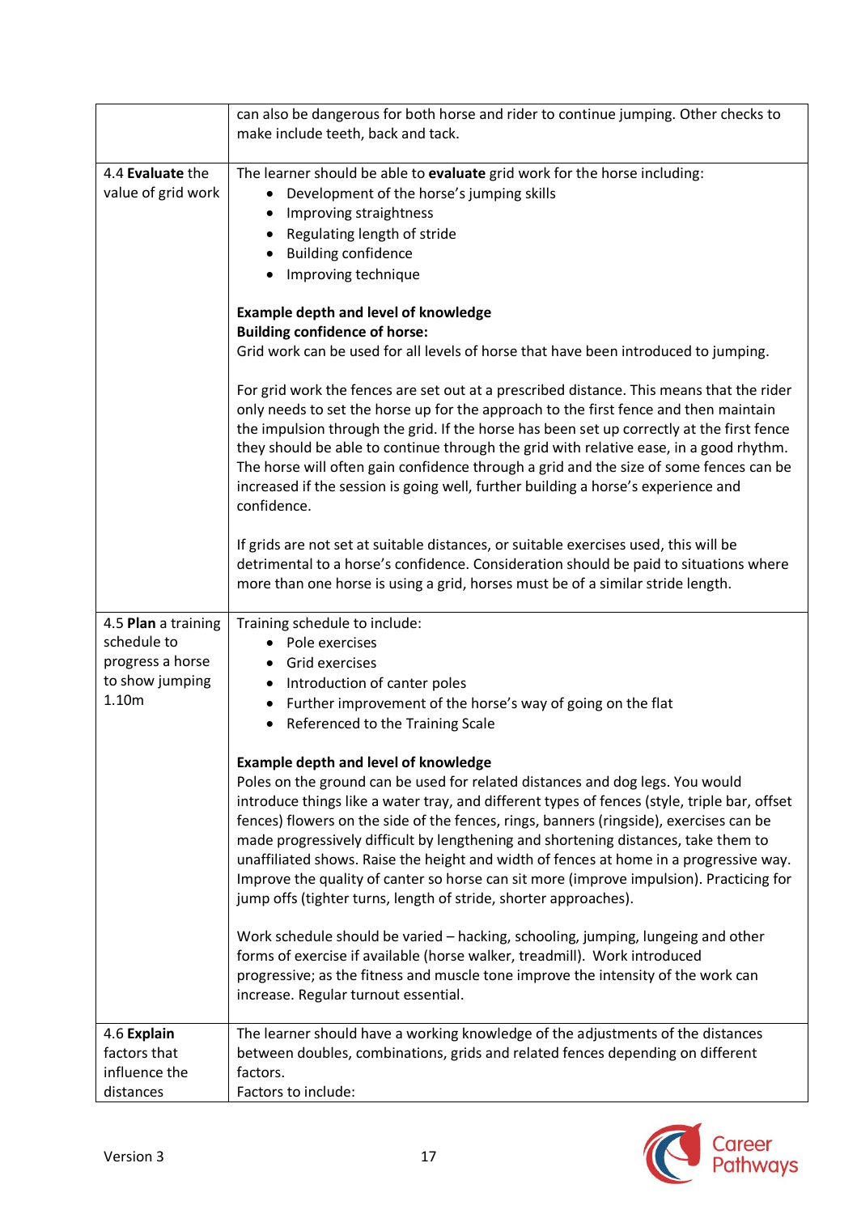| | |
|---|---|
| | can also be dangerous for both horse and rider to continue jumping. Other checks to make include teeth, back and tack. |
| 4.4 **Evaluate** the value of grid work | The learner should be able to **evaluate** grid work for the horse including:<br>• Development of the horse's jumping skills<br>• Improving straightness<br>• Regulating length of stride<br>• Building confidence<br>• Improving technique<br><br>**Example depth and level of knowledge**<br>**Building confidence of horse:**<br>Grid work can be used for all levels of horse that have been introduced to jumping.<br><br>For grid work the fences are set out at a prescribed distance. This means that the rider only needs to set the horse up for the approach to the first fence and then maintain the impulsion through the grid. If the horse has been set up correctly at the first fence they should be able to continue through the grid with relative ease, in a good rhythm. The horse will often gain confidence through a grid and the size of some fences can be increased if the session is going well, further building a horse's experience and confidence.<br><br>If grids are not set at suitable distances, or suitable exercises used, this will be detrimental to a horse's confidence. Consideration should be paid to situations where more than one horse is using a grid, horses must be of a similar stride length. |
| 4.5 **Plan** a training schedule to progress a horse to show jumping 1.10m | Training schedule to include:<br>• Pole exercises<br>• Grid exercises<br>• Introduction of canter poles<br>• Further improvement of the horse's way of going on the flat<br>• Referenced to the Training Scale<br><br>**Example depth and level of knowledge**<br>Poles on the ground can be used for related distances and dog legs. You would introduce things like a water tray, and different types of fences (style, triple bar, offset fences) flowers on the side of the fences, rings, banners (ringside), exercises can be made progressively difficult by lengthening and shortening distances, take them to unaffiliated shows. Raise the height and width of fences at home in a progressive way. Improve the quality of canter so horse can sit more (improve impulsion). Practicing for jump offs (tighter turns, length of stride, shorter approaches).<br><br>Work schedule should be varied – hacking, schooling, jumping, lungeing and other forms of exercise if available (horse walker, treadmill). Work introduced progressive; as the fitness and muscle tone improve the intensity of the work can increase. Regular turnout essential. |
| 4.6 **Explain** factors that influence the distances | The learner should have a working knowledge of the adjustments of the distances between doubles, combinations, grids and related fences depending on different factors.<br>Factors to include: |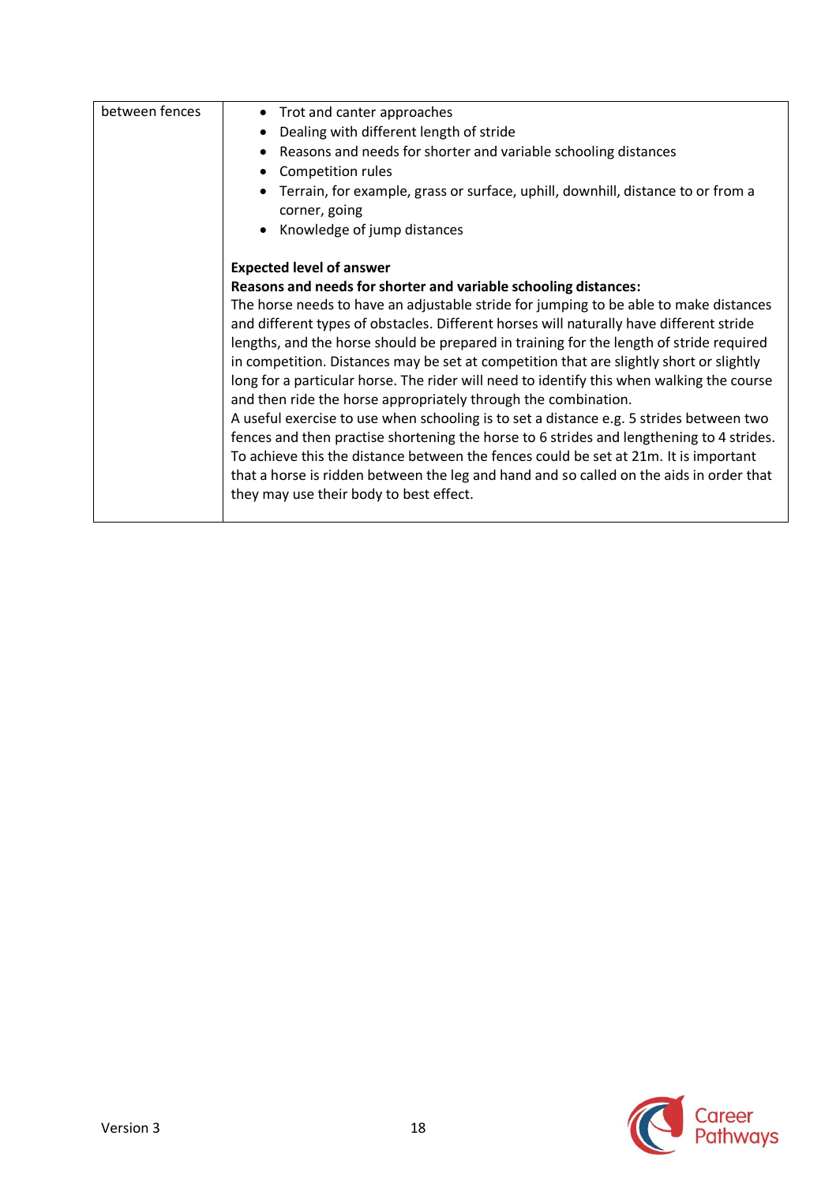| between fences | • Trot and canter approaches<br>• Dealing with different length of stride<br>• Reasons and needs for shorter and variable schooling distances<br>• Competition rules<br>• Terrain, for example, grass or surface, uphill, downhill, distance to or from a corner, going<br>• Knowledge of jump distances<br><br>**Expected level of answer**<br>**Reasons and needs for shorter and variable schooling distances:**<br>The horse needs to have an adjustable stride for jumping to be able to make distances and different types of obstacles. Different horses will naturally have different stride lengths, and the horse should be prepared in training for the length of stride required in competition. Distances may be set at competition that are slightly short or slightly long for a particular horse. The rider will need to identify this when walking the course and then ride the horse appropriately through the combination.<br>A useful exercise to use when schooling is to set a distance e.g. 5 strides between two fences and then practise shortening the horse to 6 strides and lengthening to 4 strides. To achieve this the distance between the fences could be set at 21m. It is important that a horse is ridden between the leg and hand and so called on the aids in order that they may use their body to best effect. |
|---|---|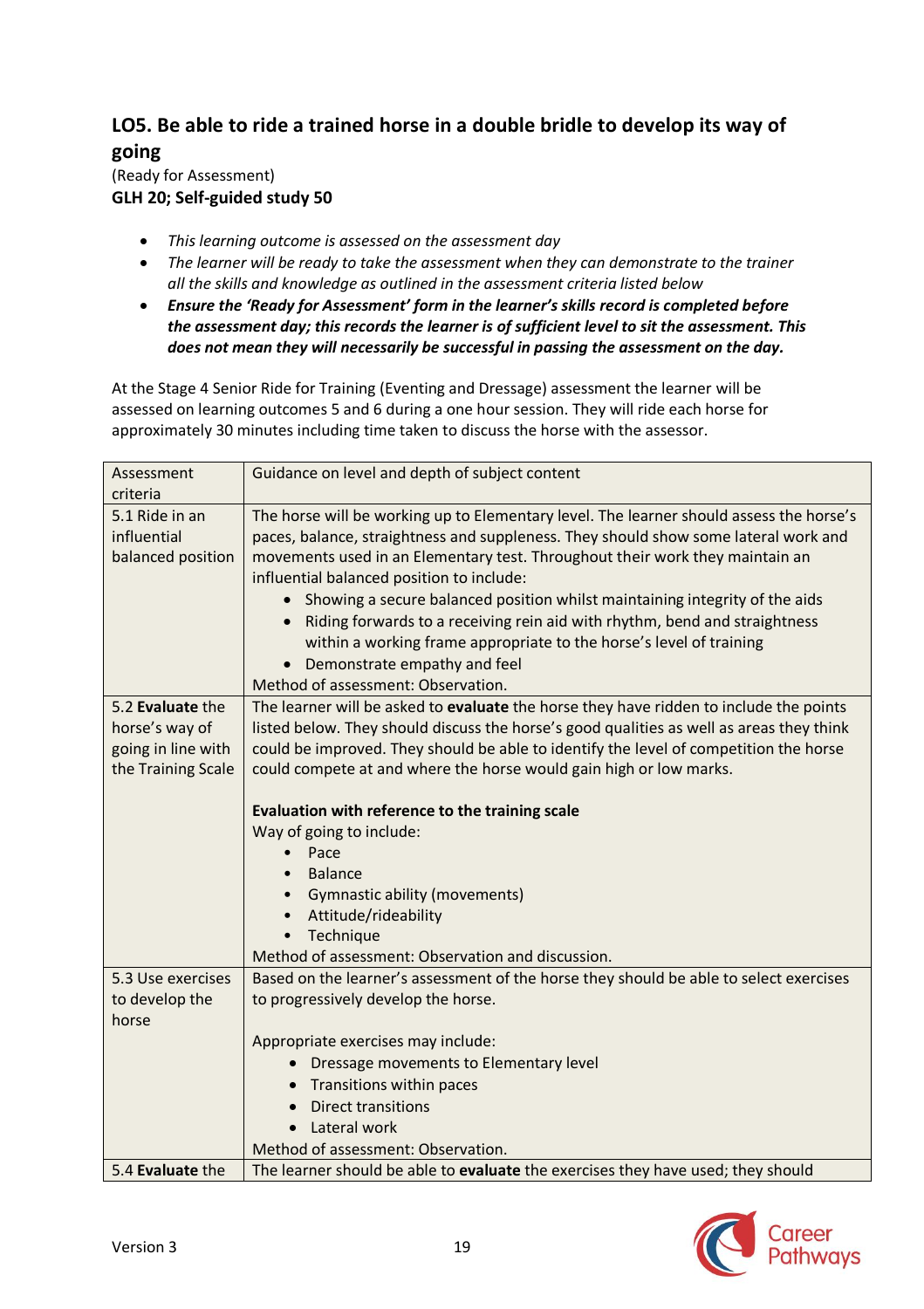## LO5. Be able to ride a trained horse in a double bridle to develop its way of going

(Ready for Assessment)
**GLH 20; Self-guided study 50**

- *This learning outcome is assessed on the assessment day*
- *The learner will be ready to take the assessment when they can demonstrate to the trainer all the skills and knowledge as outlined in the assessment criteria listed below*
- ***Ensure the 'Ready for Assessment' form in the learner's skills record is completed before the assessment day; this records the learner is of sufficient level to sit the assessment. This does not mean they will necessarily be successful in passing the assessment on the day.***

At the Stage 4 Senior Ride for Training (Eventing and Dressage) assessment the learner will be assessed on learning outcomes 5 and 6 during a one hour session. They will ride each horse for approximately 30 minutes including time taken to discuss the horse with the assessor.

| Assessment criteria | Guidance on level and depth of subject content |
|---|---|
| 5.1 Ride in an influential balanced position | The horse will be working up to Elementary level. The learner should assess the horse's paces, balance, straightness and suppleness. They should show some lateral work and movements used in an Elementary test. Throughout their work they maintain an influential balanced position to include:<br>• Showing a secure balanced position whilst maintaining integrity of the aids<br>• Riding forwards to a receiving rein aid with rhythm, bend and straightness within a working frame appropriate to the horse's level of training<br>• Demonstrate empathy and feel<br>Method of assessment: Observation. |
| 5.2 **Evaluate** the horse's way of going in line with the Training Scale | The learner will be asked to **evaluate** the horse they have ridden to include the points listed below. They should discuss the horse's good qualities as well as areas they think could be improved. They should be able to identify the level of competition the horse could compete at and where the horse would gain high or low marks.<br><br>**Evaluation with reference to the training scale**<br>Way of going to include:<br>• Pace<br>• Balance<br>• Gymnastic ability (movements)<br>• Attitude/rideability<br>• Technique<br>Method of assessment: Observation and discussion. |
| 5.3 Use exercises to develop the horse | Based on the learner's assessment of the horse they should be able to select exercises to progressively develop the horse.<br><br>Appropriate exercises may include:<br>• Dressage movements to Elementary level<br>• Transitions within paces<br>• Direct transitions<br>• Lateral work<br>Method of assessment: Observation. |
| 5.4 **Evaluate** the | The learner should be able to **evaluate** the exercises they have used; they should |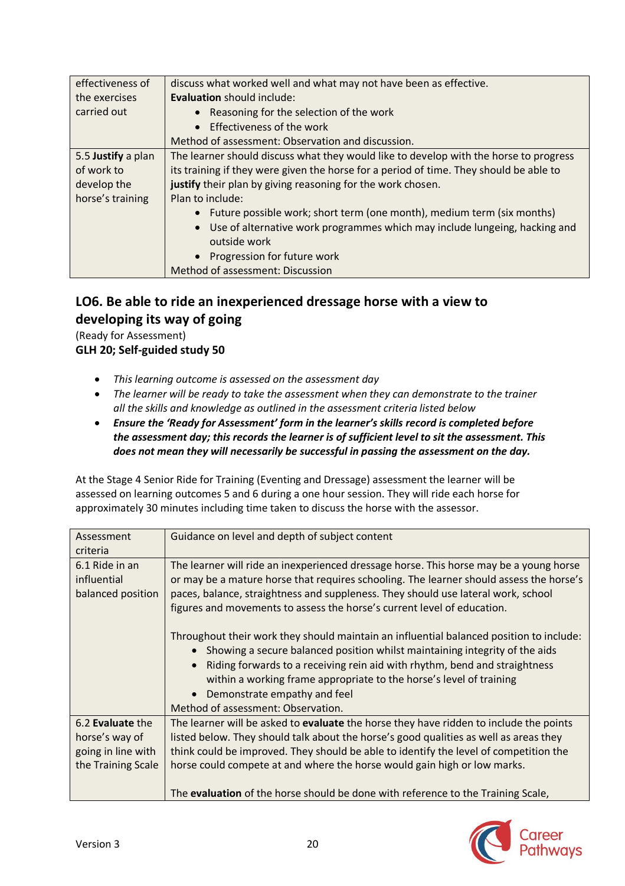| | |
|---|---|
| effectiveness of the exercises carried out | discuss what worked well and what may not have been as effective.<br>**Evaluation** should include:<br>• Reasoning for the selection of the work<br>• Effectiveness of the work<br>Method of assessment: Observation and discussion. |
| 5.5 **Justify** a plan of work to develop the horse's training | The learner should discuss what they would like to develop with the horse to progress its training if they were given the horse for a period of time. They should be able to **justify** their plan by giving reasoning for the work chosen.<br>Plan to include:<br>• Future possible work; short term (one month), medium term (six months)<br>• Use of alternative work programmes which may include lungeing, hacking and outside work<br>• Progression for future work<br>Method of assessment: Discussion |

## LO6. Be able to ride an inexperienced dressage horse with a view to developing its way of going

(Ready for Assessment)

**GLH 20; Self-guided study 50**

- *This learning outcome is assessed on the assessment day*
- *The learner will be ready to take the assessment when they can demonstrate to the trainer all the skills and knowledge as outlined in the assessment criteria listed below*
- ***Ensure the 'Ready for Assessment' form in the learner's skills record is completed before the assessment day; this records the learner is of sufficient level to sit the assessment. This does not mean they will necessarily be successful in passing the assessment on the day.***

At the Stage 4 Senior Ride for Training (Eventing and Dressage) assessment the learner will be assessed on learning outcomes 5 and 6 during a one hour session. They will ride each horse for approximately 30 minutes including time taken to discuss the horse with the assessor.

| Assessment criteria | Guidance on level and depth of subject content |
|---|---|
| 6.1 Ride in an influential balanced position | The learner will ride an inexperienced dressage horse. This horse may be a young horse or may be a mature horse that requires schooling. The learner should assess the horse's paces, balance, straightness and suppleness. They should use lateral work, school figures and movements to assess the horse's current level of education.<br><br>Throughout their work they should maintain an influential balanced position to include:<br>• Showing a secure balanced position whilst maintaining integrity of the aids<br>• Riding forwards to a receiving rein aid with rhythm, bend and straightness within a working frame appropriate to the horse's level of training<br>• Demonstrate empathy and feel<br>Method of assessment: Observation. |
| 6.2 **Evaluate** the horse's way of going in line with the Training Scale | The learner will be asked to **evaluate** the horse they have ridden to include the points listed below. They should talk about the horse's good qualities as well as areas they think could be improved. They should be able to identify the level of competition the horse could compete at and where the horse would gain high or low marks.<br><br>The **evaluation** of the horse should be done with reference to the Training Scale, |

Version 3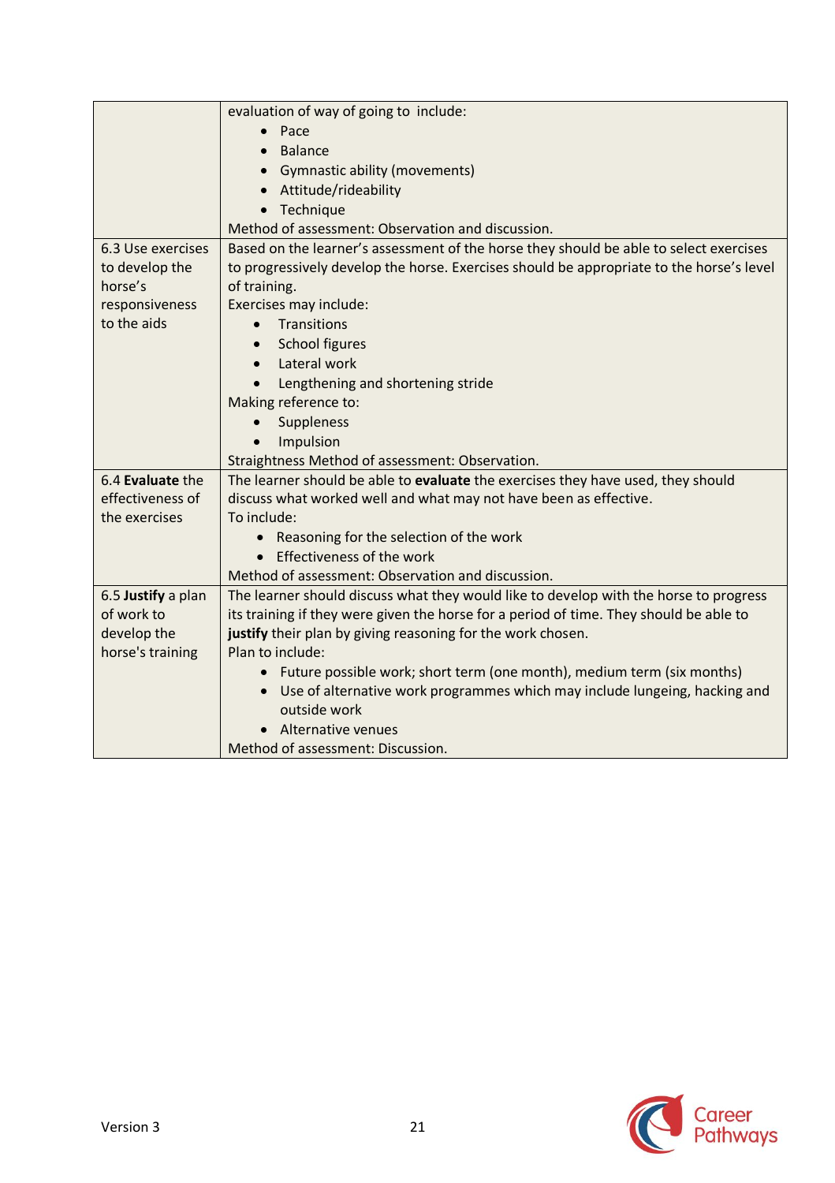| | |
|---|---|
| | evaluation of way of going to include:<br>• Pace<br>• Balance<br>• Gymnastic ability (movements)<br>• Attitude/rideability<br>• Technique<br>Method of assessment: Observation and discussion. |
| 6.3 Use exercises to develop the horse's responsiveness to the aids | Based on the learner's assessment of the horse they should be able to select exercises to progressively develop the horse. Exercises should be appropriate to the horse's level of training.<br>Exercises may include:<br>• Transitions<br>• School figures<br>• Lateral work<br>• Lengthening and shortening stride<br>Making reference to:<br>• Suppleness<br>• Impulsion<br>Straightness Method of assessment: Observation. |
| 6.4 **Evaluate** the effectiveness of the exercises | The learner should be able to **evaluate** the exercises they have used, they should discuss what worked well and what may not have been as effective.<br>To include:<br>• Reasoning for the selection of the work<br>• Effectiveness of the work<br>Method of assessment: Observation and discussion. |
| 6.5 **Justify** a plan of work to develop the horse's training | The learner should discuss what they would like to develop with the horse to progress its training if they were given the horse for a period of time. They should be able to **justify** their plan by giving reasoning for the work chosen.<br>Plan to include:<br>• Future possible work; short term (one month), medium term (six months)<br>• Use of alternative work programmes which may include lungeing, hacking and outside work<br>• Alternative venues<br>Method of assessment: Discussion. |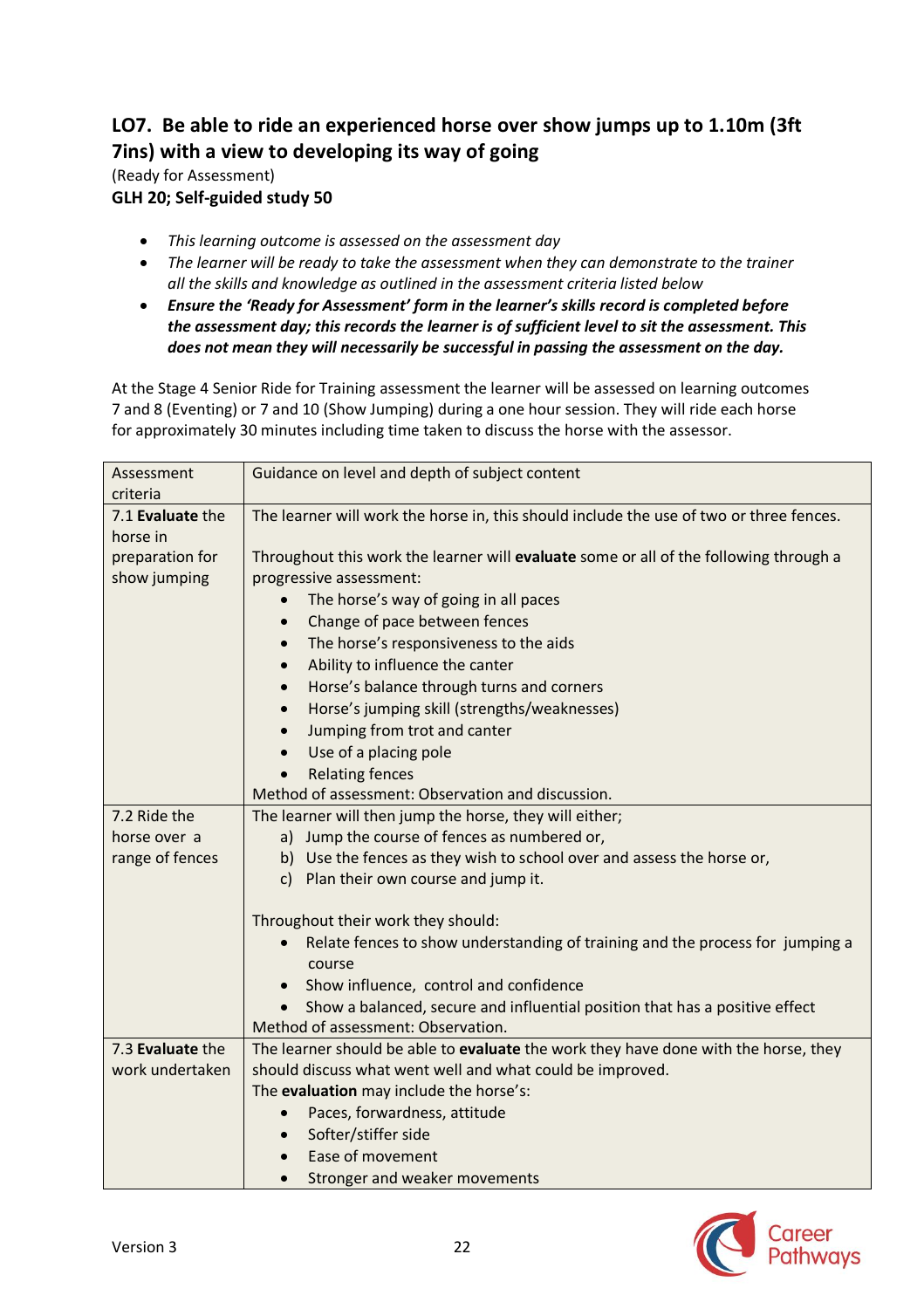## LO7. Be able to ride an experienced horse over show jumps up to 1.10m (3ft 7ins) with a view to developing its way of going

(Ready for Assessment)

**GLH 20; Self-guided study 50**

- *This learning outcome is assessed on the assessment day*
- *The learner will be ready to take the assessment when they can demonstrate to the trainer all the skills and knowledge as outlined in the assessment criteria listed below*
- ***Ensure the 'Ready for Assessment' form in the learner's skills record is completed before the assessment day; this records the learner is of sufficient level to sit the assessment. This does not mean they will necessarily be successful in passing the assessment on the day.***

At the Stage 4 Senior Ride for Training assessment the learner will be assessed on learning outcomes 7 and 8 (Eventing) or 7 and 10 (Show Jumping) during a one hour session. They will ride each horse for approximately 30 minutes including time taken to discuss the horse with the assessor.

| Assessment criteria | Guidance on level and depth of subject content |
|---|---|
| 7.1 **Evaluate** the horse in preparation for show jumping | The learner will work the horse in, this should include the use of two or three fences.<br><br>Throughout this work the learner will **evaluate** some or all of the following through a progressive assessment:<br>• The horse's way of going in all paces<br>• Change of pace between fences<br>• The horse's responsiveness to the aids<br>• Ability to influence the canter<br>• Horse's balance through turns and corners<br>• Horse's jumping skill (strengths/weaknesses)<br>• Jumping from trot and canter<br>• Use of a placing pole<br>• Relating fences<br>Method of assessment: Observation and discussion. |
| 7.2 Ride the horse over a range of fences | The learner will then jump the horse, they will either;<br>a) Jump the course of fences as numbered or,<br>b) Use the fences as they wish to school over and assess the horse or,<br>c) Plan their own course and jump it.<br><br>Throughout their work they should:<br>• Relate fences to show understanding of training and the process for jumping a course<br>• Show influence, control and confidence<br>• Show a balanced, secure and influential position that has a positive effect<br>Method of assessment: Observation. |
| 7.3 **Evaluate** the work undertaken | The learner should be able to **evaluate** the work they have done with the horse, they should discuss what went well and what could be improved.<br>The **evaluation** may include the horse's:<br>• Paces, forwardness, attitude<br>• Softer/stiffer side<br>• Ease of movement<br>• Stronger and weaker movements |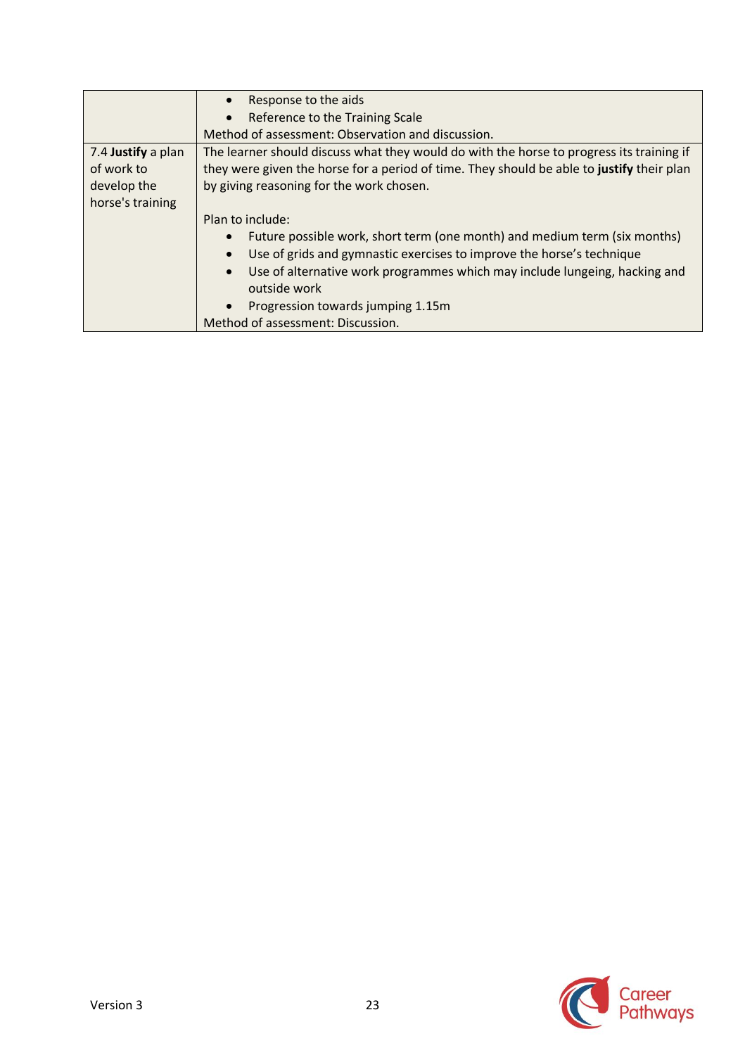| | |
|---|---|
| | • Response to the aids<br>• Reference to the Training Scale<br>Method of assessment: Observation and discussion. |
| 7.4 **Justify** a plan of work to develop the horse's training | The learner should discuss what they would do with the horse to progress its training if they were given the horse for a period of time. They should be able to **justify** their plan by giving reasoning for the work chosen.<br><br>Plan to include:<br>• Future possible work, short term (one month) and medium term (six months)<br>• Use of grids and gymnastic exercises to improve the horse's technique<br>• Use of alternative work programmes which may include lungeing, hacking and outside work<br>• Progression towards jumping 1.15m<br>Method of assessment: Discussion. |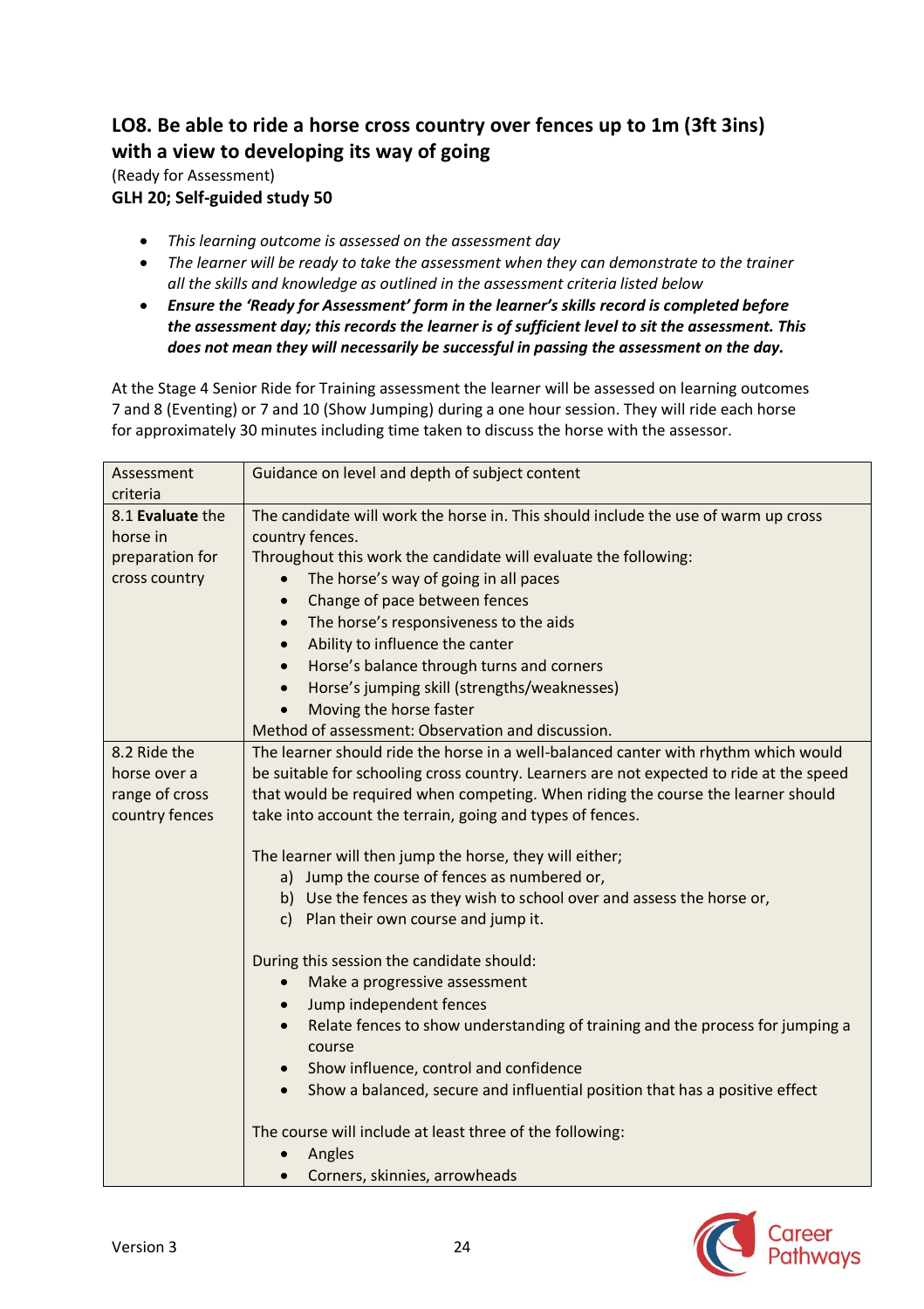## LO8. Be able to ride a horse cross country over fences up to 1m (3ft 3ins) with a view to developing its way of going

(Ready for Assessment)

**GLH 20; Self-guided study 50**

- *This learning outcome is assessed on the assessment day*
- *The learner will be ready to take the assessment when they can demonstrate to the trainer all the skills and knowledge as outlined in the assessment criteria listed below*
- ***Ensure the 'Ready for Assessment' form in the learner's skills record is completed before the assessment day; this records the learner is of sufficient level to sit the assessment. This does not mean they will necessarily be successful in passing the assessment on the day.***

At the Stage 4 Senior Ride for Training assessment the learner will be assessed on learning outcomes 7 and 8 (Eventing) or 7 and 10 (Show Jumping) during a one hour session. They will ride each horse for approximately 30 minutes including time taken to discuss the horse with the assessor.

| Assessment criteria | Guidance on level and depth of subject content |
|---|---|
| 8.1 **Evaluate** the horse in preparation for cross country | The candidate will work the horse in. This should include the use of warm up cross country fences.<br>Throughout this work the candidate will evaluate the following:<br>• The horse's way of going in all paces<br>• Change of pace between fences<br>• The horse's responsiveness to the aids<br>• Ability to influence the canter<br>• Horse's balance through turns and corners<br>• Horse's jumping skill (strengths/weaknesses)<br>• Moving the horse faster<br>Method of assessment: Observation and discussion. |
| 8.2 Ride the horse over a range of cross country fences | The learner should ride the horse in a well-balanced canter with rhythm which would be suitable for schooling cross country. Learners are not expected to ride at the speed that would be required when competing. When riding the course the learner should take into account the terrain, going and types of fences.<br><br>The learner will then jump the horse, they will either;<br>a) Jump the course of fences as numbered or,<br>b) Use the fences as they wish to school over and assess the horse or,<br>c) Plan their own course and jump it.<br><br>During this session the candidate should:<br>• Make a progressive assessment<br>• Jump independent fences<br>• Relate fences to show understanding of training and the process for jumping a course<br>• Show influence, control and confidence<br>• Show a balanced, secure and influential position that has a positive effect<br><br>The course will include at least three of the following:<br>• Angles<br>• Corners, skinnies, arrowheads |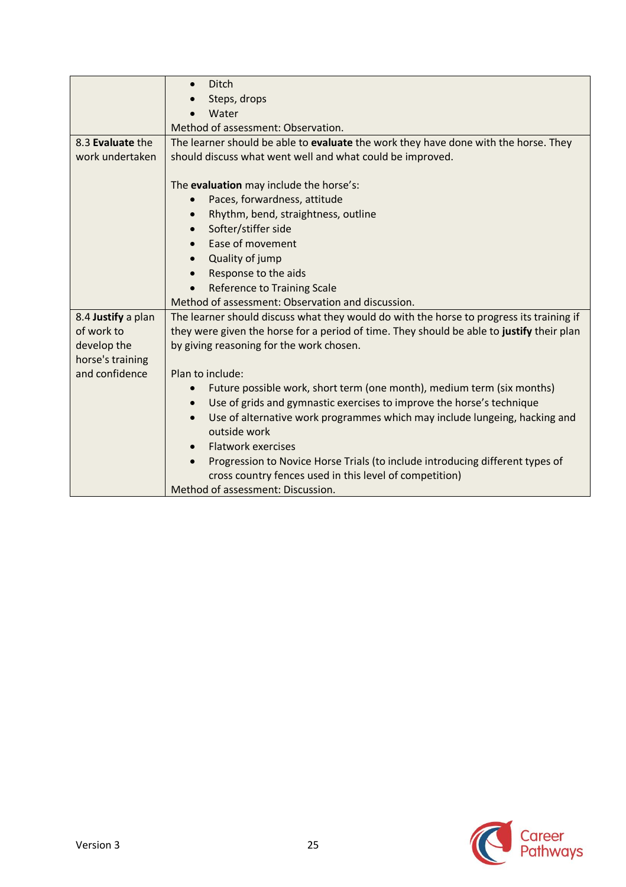| | |
|---|---|
| | • Ditch<br>• Steps, drops<br>• Water<br>Method of assessment: Observation. |
| 8.3 **Evaluate** the work undertaken | The learner should be able to **evaluate** the work they have done with the horse. They should discuss what went well and what could be improved.<br><br>The **evaluation** may include the horse's:<br>• Paces, forwardness, attitude<br>• Rhythm, bend, straightness, outline<br>• Softer/stiffer side<br>• Ease of movement<br>• Quality of jump<br>• Response to the aids<br>• Reference to Training Scale<br>Method of assessment: Observation and discussion. |
| 8.4 **Justify** a plan of work to develop the horse's training and confidence | The learner should discuss what they would do with the horse to progress its training if they were given the horse for a period of time. They should be able to **justify** their plan by giving reasoning for the work chosen.<br><br>Plan to include:<br>• Future possible work, short term (one month), medium term (six months)<br>• Use of grids and gymnastic exercises to improve the horse's technique<br>• Use of alternative work programmes which may include lungeing, hacking and outside work<br>• Flatwork exercises<br>• Progression to Novice Horse Trials (to include introducing different types of cross country fences used in this level of competition)<br>Method of assessment: Discussion. |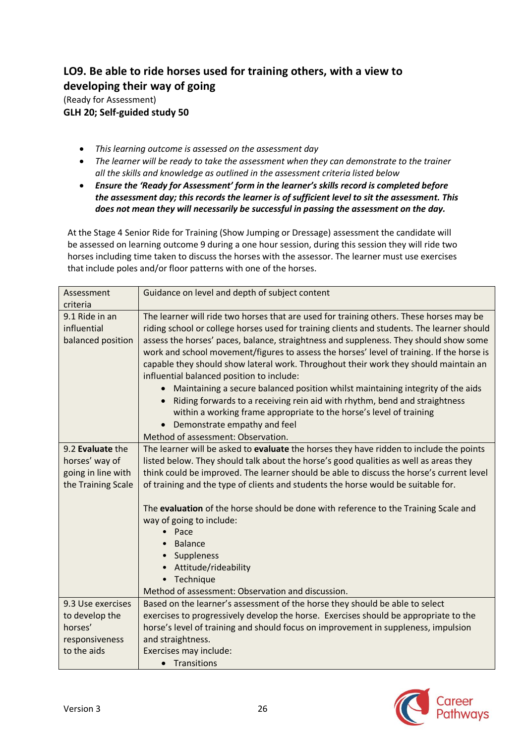## LO9. Be able to ride horses used for training others, with a view to developing their way of going

(Ready for Assessment)

**GLH 20; Self-guided study 50**

- *This learning outcome is assessed on the assessment day*
- *The learner will be ready to take the assessment when they can demonstrate to the trainer all the skills and knowledge as outlined in the assessment criteria listed below*
- ***Ensure the 'Ready for Assessment' form in the learner's skills record is completed before the assessment day; this records the learner is of sufficient level to sit the assessment. This does not mean they will necessarily be successful in passing the assessment on the day.***

At the Stage 4 Senior Ride for Training (Show Jumping or Dressage) assessment the candidate will be assessed on learning outcome 9 during a one hour session, during this session they will ride two horses including time taken to discuss the horses with the assessor. The learner must use exercises that include poles and/or floor patterns with one of the horses.

| Assessment criteria | Guidance on level and depth of subject content |
|---|---|
| 9.1 Ride in an influential balanced position | The learner will ride two horses that are used for training others. These horses may be riding school or college horses used for training clients and students. The learner should assess the horses' paces, balance, straightness and suppleness. They should show some work and school movement/figures to assess the horses' level of training. If the horse is capable they should show lateral work. Throughout their work they should maintain an influential balanced position to include:<br>• Maintaining a secure balanced position whilst maintaining integrity of the aids<br>• Riding forwards to a receiving rein aid with rhythm, bend and straightness within a working frame appropriate to the horse's level of training<br>• Demonstrate empathy and feel<br>Method of assessment: Observation. |
| 9.2 **Evaluate** the horses' way of going in line with the Training Scale | The learner will be asked to **evaluate** the horses they have ridden to include the points listed below. They should talk about the horse's good qualities as well as areas they think could be improved. The learner should be able to discuss the horse's current level of training and the type of clients and students the horse would be suitable for.<br><br>The **evaluation** of the horse should be done with reference to the Training Scale and way of going to include:<br>• Pace<br>• Balance<br>• Suppleness<br>• Attitude/rideability<br>• Technique<br>Method of assessment: Observation and discussion. |
| 9.3 Use exercises to develop the horses' responsiveness to the aids | Based on the learner's assessment of the horse they should be able to select exercises to progressively develop the horse. Exercises should be appropriate to the horse's level of training and should focus on improvement in suppleness, impulsion and straightness.<br>Exercises may include:<br>• Transitions |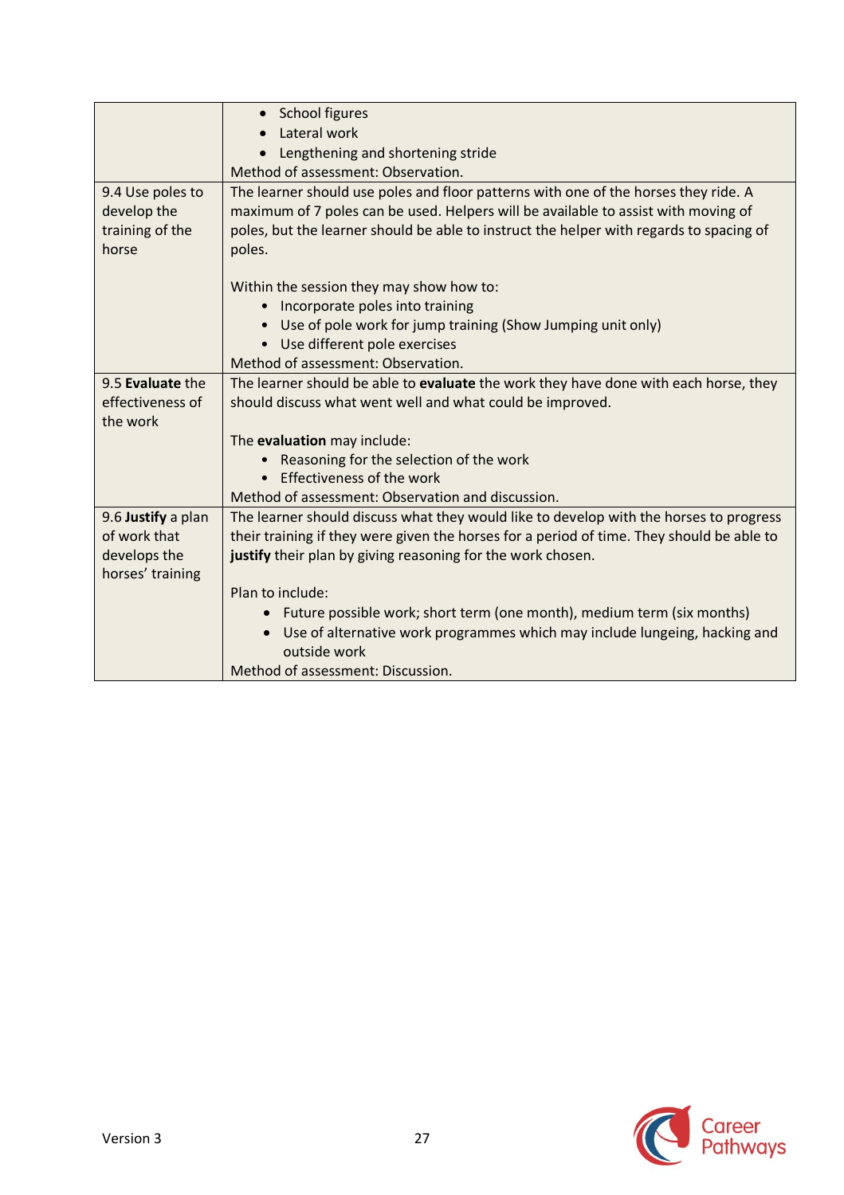| | |
|---|---|
| | • School figures<br>• Lateral work<br>• Lengthening and shortening stride<br>Method of assessment: Observation. |
| 9.4 Use poles to develop the training of the horse | The learner should use poles and floor patterns with one of the horses they ride. A maximum of 7 poles can be used. Helpers will be available to assist with moving of poles, but the learner should be able to instruct the helper with regards to spacing of poles.<br><br>Within the session they may show how to:<br>• Incorporate poles into training<br>• Use of pole work for jump training (Show Jumping unit only)<br>• Use different pole exercises<br>Method of assessment: Observation. |
| 9.5 **Evaluate** the effectiveness of the work | The learner should be able to **evaluate** the work they have done with each horse, they should discuss what went well and what could be improved.<br><br>The **evaluation** may include:<br>• Reasoning for the selection of the work<br>• Effectiveness of the work<br>Method of assessment: Observation and discussion. |
| 9.6 **Justify** a plan of work that develops the horses' training | The learner should discuss what they would like to develop with the horses to progress their training if they were given the horses for a period of time. They should be able to **justify** their plan by giving reasoning for the work chosen.<br><br>Plan to include:<br>• Future possible work; short term (one month), medium term (six months)<br>• Use of alternative work programmes which may include lungeing, hacking and outside work<br>Method of assessment: Discussion. |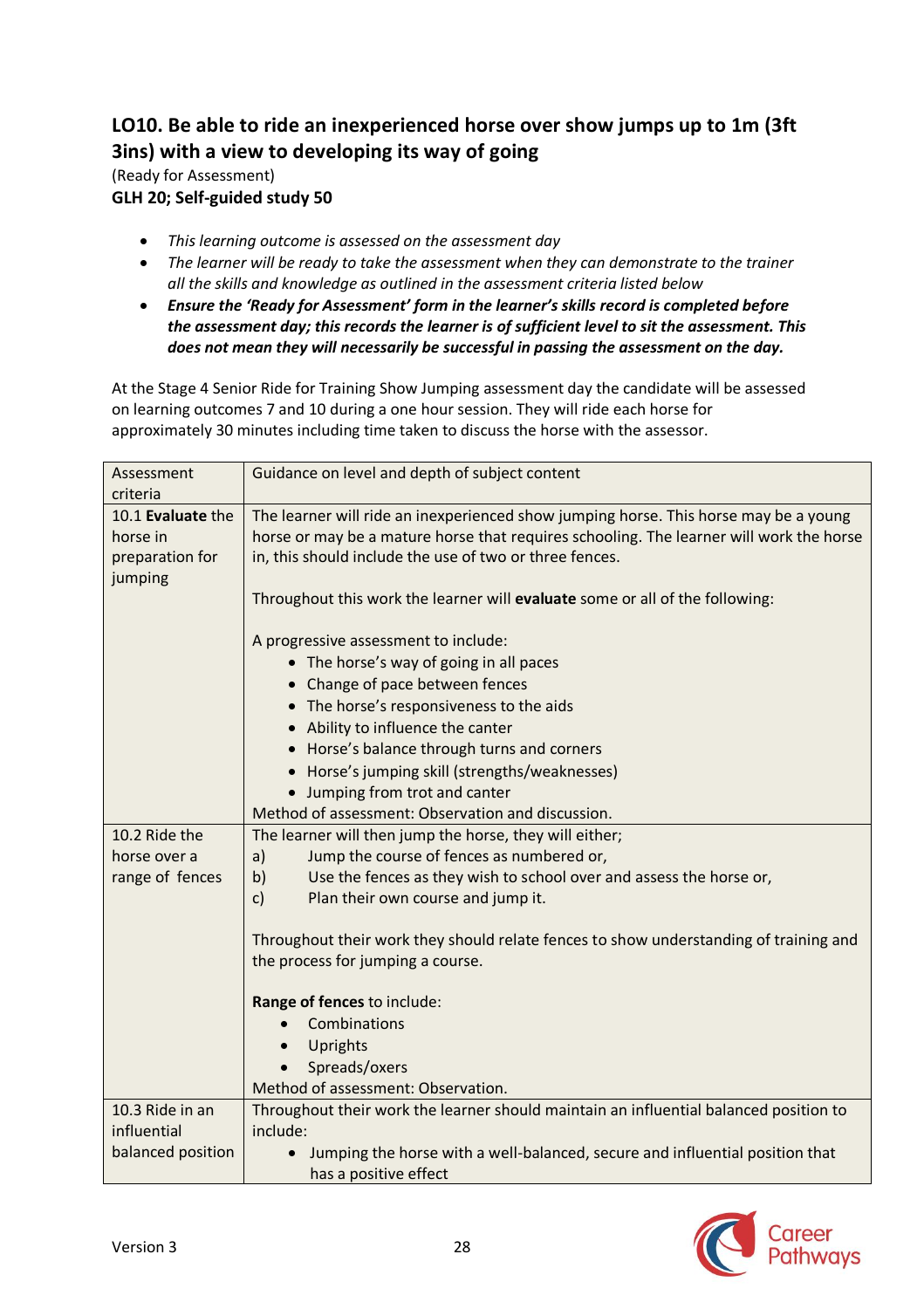## LO10. Be able to ride an inexperienced horse over show jumps up to 1m (3ft 3ins) with a view to developing its way of going

(Ready for Assessment)

**GLH 20; Self-guided study 50**

- *This learning outcome is assessed on the assessment day*
- *The learner will be ready to take the assessment when they can demonstrate to the trainer all the skills and knowledge as outlined in the assessment criteria listed below*
- ***Ensure the 'Ready for Assessment' form in the learner's skills record is completed before the assessment day; this records the learner is of sufficient level to sit the assessment. This does not mean they will necessarily be successful in passing the assessment on the day.***

At the Stage 4 Senior Ride for Training Show Jumping assessment day the candidate will be assessed on learning outcomes 7 and 10 during a one hour session. They will ride each horse for approximately 30 minutes including time taken to discuss the horse with the assessor.

| Assessment criteria | Guidance on level and depth of subject content |
|---|---|
| 10.1 **Evaluate** the horse in preparation for jumping | The learner will ride an inexperienced show jumping horse. This horse may be a young horse or may be a mature horse that requires schooling. The learner will work the horse in, this should include the use of two or three fences.<br><br>Throughout this work the learner will **evaluate** some or all of the following:<br><br>A progressive assessment to include:<br>• The horse's way of going in all paces<br>• Change of pace between fences<br>• The horse's responsiveness to the aids<br>• Ability to influence the canter<br>• Horse's balance through turns and corners<br>• Horse's jumping skill (strengths/weaknesses)<br>• Jumping from trot and canter<br>Method of assessment: Observation and discussion. |
| 10.2 Ride the horse over a range of fences | The learner will then jump the horse, they will either;<br>a) Jump the course of fences as numbered or,<br>b) Use the fences as they wish to school over and assess the horse or,<br>c) Plan their own course and jump it.<br><br>Throughout their work they should relate fences to show understanding of training and the process for jumping a course.<br><br>**Range of fences** to include:<br>• Combinations<br>• Uprights<br>• Spreads/oxers<br>Method of assessment: Observation. |
| 10.3 Ride in an influential balanced position | Throughout their work the learner should maintain an influential balanced position to include:<br>• Jumping the horse with a well-balanced, secure and influential position that has a positive effect |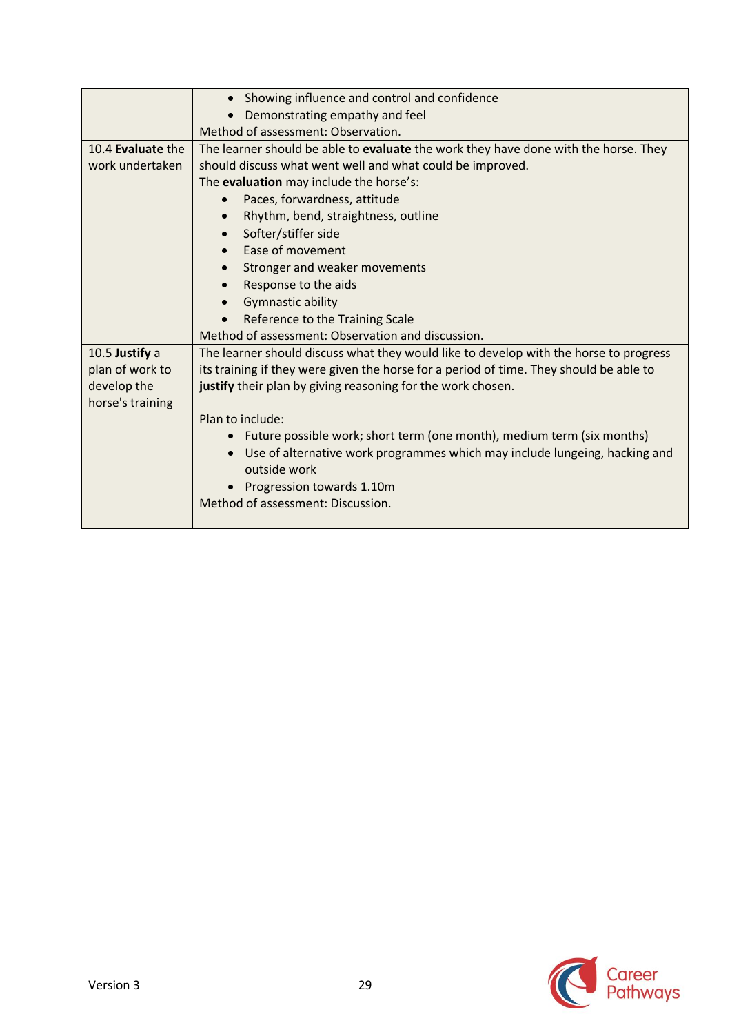| | |
|---|---|
| | • Showing influence and control and confidence<br>• Demonstrating empathy and feel<br>Method of assessment: Observation. |
| 10.4 **Evaluate** the work undertaken | The learner should be able to **evaluate** the work they have done with the horse. They should discuss what went well and what could be improved.<br>The **evaluation** may include the horse's:<br>• Paces, forwardness, attitude<br>• Rhythm, bend, straightness, outline<br>• Softer/stiffer side<br>• Ease of movement<br>• Stronger and weaker movements<br>• Response to the aids<br>• Gymnastic ability<br>• Reference to the Training Scale<br>Method of assessment: Observation and discussion. |
| 10.5 **Justify** a plan of work to develop the horse's training | The learner should discuss what they would like to develop with the horse to progress its training if they were given the horse for a period of time. They should be able to **justify** their plan by giving reasoning for the work chosen.<br><br>Plan to include:<br>• Future possible work; short term (one month), medium term (six months)<br>• Use of alternative work programmes which may include lungeing, hacking and outside work<br>• Progression towards 1.10m<br>Method of assessment: Discussion. |